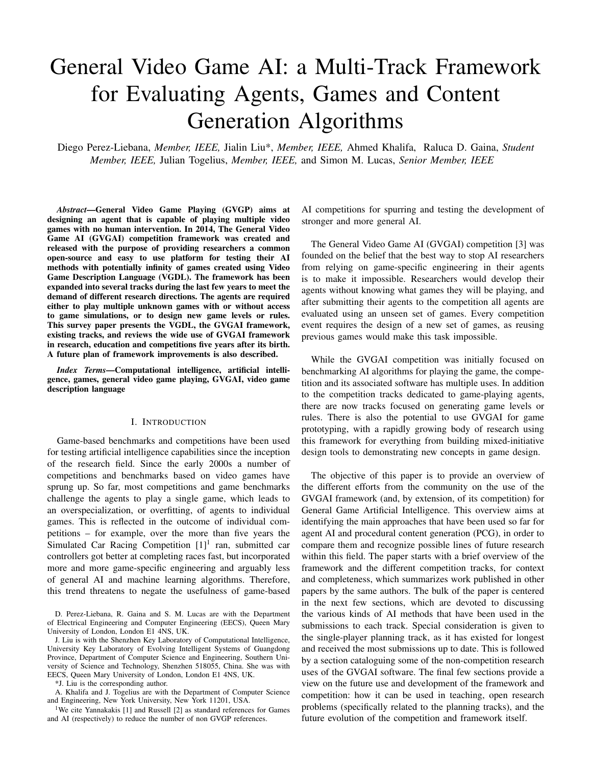# General Video Game AI: a Multi-Track Framework for Evaluating Agents, Games and Content Generation Algorithms

Diego Perez-Liebana, *Member, IEEE,* Jialin Liu*, *Member, IEEE,* Ahmed Khalifa, Raluca D. Gaina, *Student Member, IEEE,* Julian Togelius, *Member, IEEE,* and Simon M. Lucas, *Senior Member, IEEE*

***Abstract*—General Video Game Playing (GVGP) aims at designing an agent that is capable of playing multiple video games with no human intervention. In 2014, The General Video Game AI (GVGAI) competition framework was created and released with the purpose of providing researchers a common open-source and easy to use platform for testing their AI methods with potentially infinity of games created using Video Game Description Language (VGDL). The framework has been expanded into several tracks during the last few years to meet the demand of different research directions. The agents are required either to play multiple unknown games with or without access to game simulations, or to design new game levels or rules. This survey paper presents the VGDL, the GVGAI framework, existing tracks, and reviews the wide use of GVGAI framework in research, education and competitions five years after its birth. A future plan of framework improvements is also described.**

***Index Terms*—Computational intelligence, artificial intelligence, games, general video game playing, GVGAI, video game description language**

## I. Introduction

Game-based benchmarks and competitions have been used for testing artificial intelligence capabilities since the inception of the research field. Since the early 2000s a number of competitions and benchmarks based on video games have sprung up. So far, most competitions and game benchmarks challenge the agents to play a single game, which leads to an overspecialization, or overfitting, of agents to individual games. This is reflected in the outcome of individual competitions – for example, over the more than five years the Simulated Car Racing Competition [1][1] ran, submitted car controllers got better at completing races fast, but incorporated more and more game-specific engineering and arguably less of general AI and machine learning algorithms. Therefore, this trend threatens to negate the usefulness of game-based AI competitions for spurring and testing the development of stronger and more general AI.

The General Video Game AI (GVGAI) competition [3] was founded on the belief that the best way to stop AI researchers from relying on game-specific engineering in their agents is to make it impossible. Researchers would develop their agents without knowing what games they will be playing, and after submitting their agents to the competition all agents are evaluated using an unseen set of games. Every competition event requires the design of a new set of games, as reusing previous games would make this task impossible.

While the GVGAI competition was initially focused on benchmarking AI algorithms for playing the game, the competition and its associated software has multiple uses. In addition to the competition tracks dedicated to game-playing agents, there are now tracks focused on generating game levels or rules. There is also the potential to use GVGAI for game prototyping, with a rapidly growing body of research using this framework for everything from building mixed-initiative design tools to demonstrating new concepts in game design.

The objective of this paper is to provide an overview of the different efforts from the community on the use of the GVGAI framework (and, by extension, of its competition) for General Game Artificial Intelligence. This overview aims at identifying the main approaches that have been used so far for agent AI and procedural content generation (PCG), in order to compare them and recognize possible lines of future research within this field. The paper starts with a brief overview of the framework and the different competition tracks, for context and completeness, which summarizes work published in other papers by the same authors. The bulk of the paper is centered in the next few sections, which are devoted to discussing the various kinds of AI methods that have been used in the submissions to each track. Special consideration is given to the single-player planning track, as it has existed for longest and received the most submissions up to date. This is followed by a section cataloguing some of the non-competition research uses of the GVGAI software. The final few sections provide a view on the future use and development of the framework and competition: how it can be used in teaching, open research problems (specifically related to the planning tracks), and the future evolution of the competition and framework itself.

D. Perez-Liebana, R. Gaina and S. M. Lucas are with the Department of Electrical Engineering and Computer Engineering (EECS), Queen Mary University of London, London E1 4NS, UK.

J. Liu is with the Shenzhen Key Laboratory of Computational Intelligence, University Key Laboratory of Evolving Intelligent Systems of Guangdong Province, Department of Computer Science and Engineering, Southern University of Science and Technology, Shenzhen 518055, China. She was with EECS, Queen Mary University of London, London E1 4NS, UK.

*J. Liu is the corresponding author.

A. Khalifa and J. Togelius are with the Department of Computer Science and Engineering, New York University, New York 11201, USA.

[1] We cite Yannakakis [1] and Russell [2] as standard references for Games and AI (respectively) to reduce the number of non GVGP references.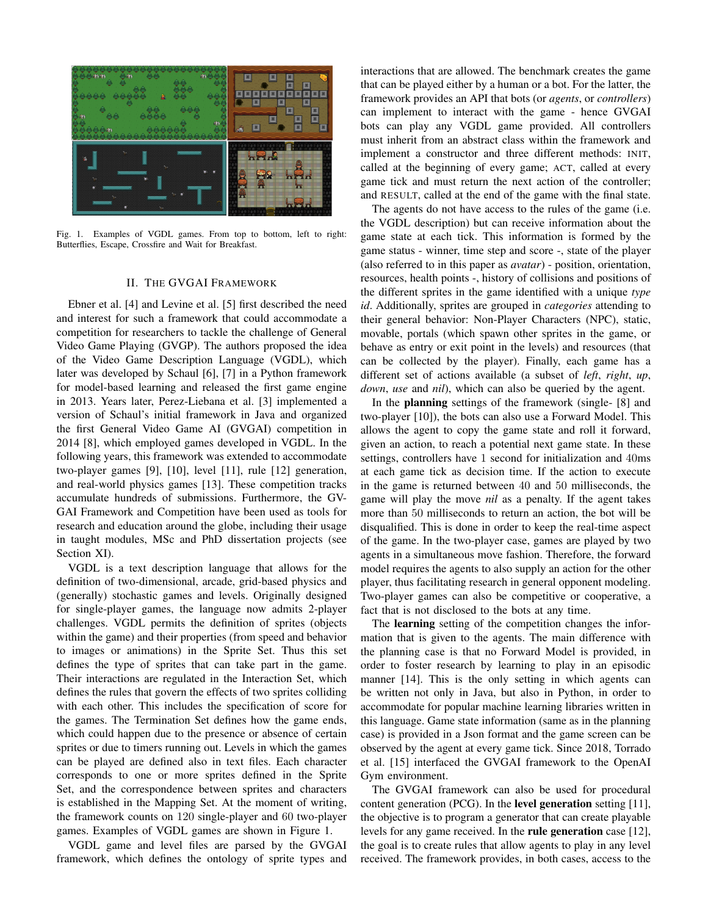Fig. 1. Examples of VGDL games. From top to bottom, left to right: Butterflies, Escape, Crossfire and Wait for Breakfast.

## II. The GVGAI Framework

Ebner et al. [4] and Levine et al. [5] first described the need and interest for such a framework that could accommodate a competition for researchers to tackle the challenge of General Video Game Playing (GVGP). The authors proposed the idea of the Video Game Description Language (VGDL), which later was developed by Schaul [6], [7] in a Python framework for model-based learning and released the first game engine in 2013. Years later, Perez-Liebana et al. [3] implemented a version of Schaul's initial framework in Java and organized the first General Video Game AI (GVGAI) competition in 2014 [8], which employed games developed in VGDL. In the following years, this framework was extended to accommodate two-player games [9], [10], level [11], rule [12] generation, and real-world physics games [13]. These competition tracks accumulate hundreds of submissions. Furthermore, the GVGAI Framework and Competition have been used as tools for research and education around the globe, including their usage in taught modules, MSc and PhD dissertation projects (see Section XI).

VGDL is a text description language that allows for the definition of two-dimensional, arcade, grid-based physics and (generally) stochastic games and levels. Originally designed for single-player games, the language now admits 2-player challenges. VGDL permits the definition of sprites (objects within the game) and their properties (from speed and behavior to images or animations) in the Sprite Set. Thus this set defines the type of sprites that can take part in the game. Their interactions are regulated in the Interaction Set, which defines the rules that govern the effects of two sprites colliding with each other. This includes the specification of score for the games. The Termination Set defines how the game ends, which could happen due to the presence or absence of certain sprites or due to timers running out. Levels in which the games can be played are defined also in text files. Each character corresponds to one or more sprites defined in the Sprite Set, and the correspondence between sprites and characters is established in the Mapping Set. At the moment of writing, the framework counts on 120 single-player and 60 two-player games. Examples of VGDL games are shown in Figure 1.

VGDL game and level files are parsed by the GVGAI framework, which defines the ontology of sprite types and interactions that are allowed. The benchmark creates the game that can be played either by a human or a bot. For the latter, the framework provides an API that bots (or *agents*, or *controllers*) can implement to interact with the game - hence GVGAI bots can play any VGDL game provided. All controllers must inherit from an abstract class within the framework and implement a constructor and three different methods: INIT, called at the beginning of every game; ACT, called at every game tick and must return the next action of the controller; and RESULT, called at the end of the game with the final state.

The agents do not have access to the rules of the game (i.e. the VGDL description) but can receive information about the game state at each tick. This information is formed by the game status - winner, time step and score -, state of the player (also referred to in this paper as *avatar*) - position, orientation, resources, health points -, history of collisions and positions of the different sprites in the game identified with a unique *type id*. Additionally, sprites are grouped in *categories* attending to their general behavior: Non-Player Characters (NPC), static, movable, portals (which spawn other sprites in the game, or behave as entry or exit point in the levels) and resources (that can be collected by the player). Finally, each game has a different set of actions available (a subset of *left*, *right*, *up*, *down*, *use* and *nil*), which can also be queried by the agent.

In the **planning** settings of the framework (single- [8] and two-player [10]), the bots can also use a Forward Model. This allows the agent to copy the game state and roll it forward, given an action, to reach a potential next game state. In these settings, controllers have 1 second for initialization and 40ms at each game tick as decision time. If the action to execute in the game is returned between 40 and 50 milliseconds, the game will play the move *nil* as a penalty. If the agent takes more than 50 milliseconds to return an action, the bot will be disqualified. This is done in order to keep the real-time aspect of the game. In the two-player case, games are played by two agents in a simultaneous move fashion. Therefore, the forward model requires the agents to also supply an action for the other player, thus facilitating research in general opponent modeling. Two-player games can also be competitive or cooperative, a fact that is not disclosed to the bots at any time.

The **learning** setting of the competition changes the information that is given to the agents. The main difference with the planning case is that no Forward Model is provided, in order to foster research by learning to play in an episodic manner [14]. This is the only setting in which agents can be written not only in Java, but also in Python, in order to accommodate for popular machine learning libraries written in this language. Game state information (same as in the planning case) is provided in a Json format and the game screen can be observed by the agent at every game tick. Since 2018, Torrado et al. [15] interfaced the GVGAI framework to the OpenAI Gym environment.

The GVGAI framework can also be used for procedural content generation (PCG). In the **level generation** setting [11], the objective is to program a generator that can create playable levels for any game received. In the **rule generation** case [12], the goal is to create rules that allow agents to play in any level received. The framework provides, in both cases, access to the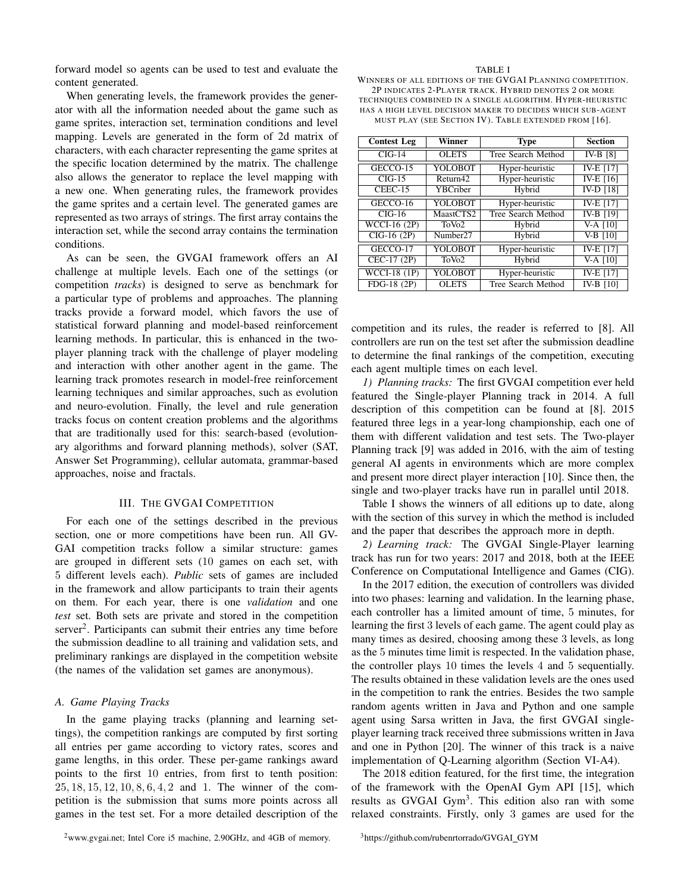forward model so agents can be used to test and evaluate the content generated.

When generating levels, the framework provides the generator with all the information needed about the game such as game sprites, interaction set, termination conditions and level mapping. Levels are generated in the form of 2d matrix of characters, with each character representing the game sprites at the specific location determined by the matrix. The challenge also allows the generator to replace the level mapping with a new one. When generating rules, the framework provides the game sprites and a certain level. The generated games are represented as two arrays of strings. The first array contains the interaction set, while the second array contains the termination conditions.

As can be seen, the GVGAI framework offers an AI challenge at multiple levels. Each one of the settings (or competition *tracks*) is designed to serve as benchmark for a particular type of problems and approaches. The planning tracks provide a forward model, which favors the use of statistical forward planning and model-based reinforcement learning methods. In particular, this is enhanced in the two-player planning track with the challenge of player modeling and interaction with other another agent in the game. The learning track promotes research in model-free reinforcement learning techniques and similar approaches, such as evolution and neuro-evolution. Finally, the level and rule generation tracks focus on content creation problems and the algorithms that are traditionally used for this: search-based (evolutionary algorithms and forward planning methods), solver (SAT, Answer Set Programming), cellular automata, grammar-based approaches, noise and fractals.

## III. The GVGAI Competition

For each one of the settings described in the previous section, one or more competitions have been run. All GVGAI competition tracks follow a similar structure: games are grouped in different sets (10 games on each set, with 5 different levels each). *Public* sets of games are included in the framework and allow participants to train their agents on them. For each year, there is one *validation* and one *test* set. Both sets are private and stored in the competition server[2]. Participants can submit their entries any time before the submission deadline to all training and validation sets, and preliminary rankings are displayed in the competition website (the names of the validation set games are anonymous).

### A. Game Playing Tracks

In the game playing tracks (planning and learning settings), the competition rankings are computed by first sorting all entries per game according to victory rates, scores and game lengths, in this order. These per-game rankings award points to the first 10 entries, from first to tenth position: 25, 18, 15, 12, 10, 8, 6, 4, 2 and 1. The winner of the competition is the submission that sums more points across all games in the test set. For a more detailed description of the competition and its rules, the reader is referred to [8]. All controllers are run on the test set after the submission deadline to determine the final rankings of the competition, executing each agent multiple times on each level.

TABLE I
Winners of all editions of the GVGAI Planning competition. 2P indicates 2-Player track. Hybrid denotes 2 or more techniques combined in a single algorithm. Hyper-heuristic has a high level decision maker to decides which sub-agent must play (see Section IV). Table extended from [16].

| Contest Leg | Winner | Type | Section |
|---|---|---|---|
| CIG-14 | OLETS | Tree Search Method | IV-B [8] |
| GECCO-15 | YOLOBOT | Hyper-heuristic | IV-E [17] |
| CIG-15 | Return42 | Hyper-heuristic | IV-E [16] |
| CEEC-15 | YBCriber | Hybrid | IV-D [18] |
| GECCO-16 | YOLOBOT | Hyper-heuristic | IV-E [17] |
| CIG-16 | MaastCTS2 | Tree Search Method | IV-B [19] |
| WCCI-16 (2P) | ToVo2 | Hybrid | V-A [10] |
| CIG-16 (2P) | Number27 | Hybrid | V-B [10] |
| GECCO-17 | YOLOBOT | Hyper-heuristic | IV-E [17] |
| CEC-17 (2P) | ToVo2 | Hybrid | V-A [10] |
| WCCI-18 (1P) | YOLOBOT | Hyper-heuristic | IV-E [17] |
| FDG-18 (2P) | OLETS | Tree Search Method | IV-B [10] |

*1) Planning tracks:* The first GVGAI competition ever held featured the Single-player Planning track in 2014. A full description of this competition can be found at [8]. 2015 featured three legs in a year-long championship, each one of them with different validation and test sets. The Two-player Planning track [9] was added in 2016, with the aim of testing general AI agents in environments which are more complex and present more direct player interaction [10]. Since then, the single and two-player tracks have run in parallel until 2018.

Table I shows the winners of all editions up to date, along with the section of this survey in which the method is included and the paper that describes the approach more in depth.

*2) Learning track:* The GVGAI Single-Player learning track has run for two years: 2017 and 2018, both at the IEEE Conference on Computational Intelligence and Games (CIG).

In the 2017 edition, the execution of controllers was divided into two phases: learning and validation. In the learning phase, each controller has a limited amount of time, 5 minutes, for learning the first 3 levels of each game. The agent could play as many times as desired, choosing among these 3 levels, as long as the 5 minutes time limit is respected. In the validation phase, the controller plays 10 times the levels 4 and 5 sequentially. The results obtained in these validation levels are the ones used in the competition to rank the entries. Besides the two sample random agents written in Java and Python and one sample agent using Sarsa written in Java, the first GVGAI single-player learning track received three submissions written in Java and one in Python [20]. The winner of this track is a naive implementation of Q-Learning algorithm (Section VI-A4).

The 2018 edition featured, for the first time, the integration of the framework with the OpenAI Gym API [15], which results as GVGAI Gym[3]. This edition also ran with some relaxed constraints. Firstly, only 3 games are used for the

[2] www.gvgai.net; Intel Core i5 machine, 2.90GHz, and 4GB of memory.

[3] https://github.com/rubenrtorrado/GVGAI_GYM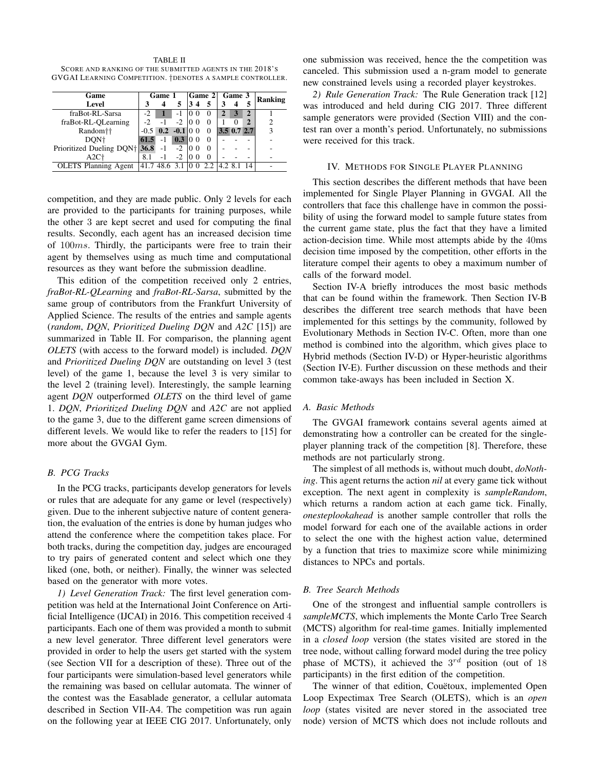TABLE II
SCORE AND RANKING OF THE SUBMITTED AGENTS IN THE 2018'S GVGAI LEARNING COMPETITION. †DENOTES A SAMPLE CONTROLLER.

| Game | Game 1 | | | Game 2 | | | Game 3 | | | Ranking |
|---|---|---|---|---|---|---|---|---|---|---|
| Level | 3 | 4 | 5 | 3 | 4 | 5 | 3 | 4 | 5 | |
| fraBot-RL-Sarsa | -2 | **1** | -1 | 0 | 0 | 0 | **2** | **3** | **2** | 1 |
| fraBot-RL-QLearning | -2 | -1 | -2 | 0 | 0 | 0 | 1 | 0 | **2** | 2 |
| Random†† | -0.5 | **0.2** | **-0.1** | 0 | 0 | 0 | **3.5** | **0.7** | **2.7** | 3 |
| DQN† | **61.5** | -1 | **0.3** | 0 | 0 | 0 | - | - | - | - |
| Prioritized Dueling DQN† | **36.8** | -1 | -2 | 0 | 0 | 0 | - | - | - | - |
| A2C† | 8.1 | -1 | -2 | 0 | 0 | 0 | - | - | - | - |
| OLETS Planning Agent | 41.7 | 48.6 | 3.1 | 0 | 0 | 2.2 | 4.2 | 8.1 | 14 | - |

competition, and they are made public. Only 2 levels for each are provided to the participants for training purposes, while the other 3 are kept secret and used for computing the final results. Secondly, each agent has an increased decision time of $100ms$. Thirdly, the participants were free to train their agent by themselves using as much time and computational resources as they want before the submission deadline.

This edition of the competition received only 2 entries, *fraBot-RL-QLearning* and *fraBot-RL-Sarsa*, submitted by the same group of contributors from the Frankfurt University of Applied Science. The results of the entries and sample agents (*random*, *DQN*, *Prioritized Dueling DQN* and *A2C* [15]) are summarized in Table II. For comparison, the planning agent *OLETS* (with access to the forward model) is included. *DQN* and *Prioritized Dueling DQN* are outstanding on level 3 (test level) of the game 1, because the level 3 is very similar to the level 2 (training level). Interestingly, the sample learning agent *DQN* outperformed *OLETS* on the third level of game 1. *DQN*, *Prioritized Dueling DQN* and *A2C* are not applied to the game 3, due to the different game screen dimensions of different levels. We would like to refer the readers to [15] for more about the GVGAI Gym.

### B. PCG Tracks

In the PCG tracks, participants develop generators for levels or rules that are adequate for any game or level (respectively) given. Due to the inherent subjective nature of content generation, the evaluation of the entries is done by human judges who attend the conference where the competition takes place. For both tracks, during the competition day, judges are encouraged to try pairs of generated content and select which one they liked (one, both, or neither). Finally, the winner was selected based on the generator with more votes.

*1) Level Generation Track:* The first level generation competition was held at the International Joint Conference on Artificial Intelligence (IJCAI) in 2016. This competition received 4 participants. Each one of them was provided a month to submit a new level generator. Three different level generators were provided in order to help the users get started with the system (see Section VII for a description of these). Three out of the four participants were simulation-based level generators while the remaining was based on cellular automata. The winner of the contest was the Easablade generator, a cellular automata described in Section VII-A4. The competition was run again on the following year at IEEE CIG 2017. Unfortunately, only one submission was received, hence the the competition was canceled. This submission used a n-gram model to generate new constrained levels using a recorded player keystrokes.

*2) Rule Generation Track:* The Rule Generation track [12] was introduced and held during CIG 2017. Three different sample generators were provided (Section VIII) and the contest ran over a month's period. Unfortunately, no submissions were received for this track.

## IV. METHODS FOR SINGLE PLAYER PLANNING

This section describes the different methods that have been implemented for Single Player Planning in GVGAI. All the controllers that face this challenge have in common the possibility of using the forward model to sample future states from the current game state, plus the fact that they have a limited action-decision time. While most attempts abide by the 40ms decision time imposed by the competition, other efforts in the literature compel their agents to obey a maximum number of calls of the forward model.

Section IV-A briefly introduces the most basic methods that can be found within the framework. Then Section IV-B describes the different tree search methods that have been implemented for this settings by the community, followed by Evolutionary Methods in Section IV-C. Often, more than one method is combined into the algorithm, which gives place to Hybrid methods (Section IV-D) or Hyper-heuristic algorithms (Section IV-E). Further discussion on these methods and their common take-aways has been included in Section X.

### A. Basic Methods

The GVGAI framework contains several agents aimed at demonstrating how a controller can be created for the single-player planning track of the competition [8]. Therefore, these methods are not particularly strong.

The simplest of all methods is, without much doubt, *doNothing*. This agent returns the action *nil* at every game tick without exception. The next agent in complexity is *sampleRandom*, which returns a random action at each game tick. Finally, *onesteplookahead* is another sample controller that rolls the model forward for each one of the available actions in order to select the one with the highest action value, determined by a function that tries to maximize score while minimizing distances to NPCs and portals.

### B. Tree Search Methods

One of the strongest and influential sample controllers is *sampleMCTS*, which implements the Monte Carlo Tree Search (MCTS) algorithm for real-time games. Initially implemented in a *closed loop* version (the states visited are stored in the tree node, without calling forward model during the tree policy phase of MCTS), it achieved the $3^{rd}$ position (out of 18 participants) in the first edition of the competition.

The winner of that edition, Couëtoux, implemented Open Loop Expectimax Tree Search (OLETS), which is an *open loop* (states visited are never stored in the associated tree node) version of MCTS which does not include rollouts and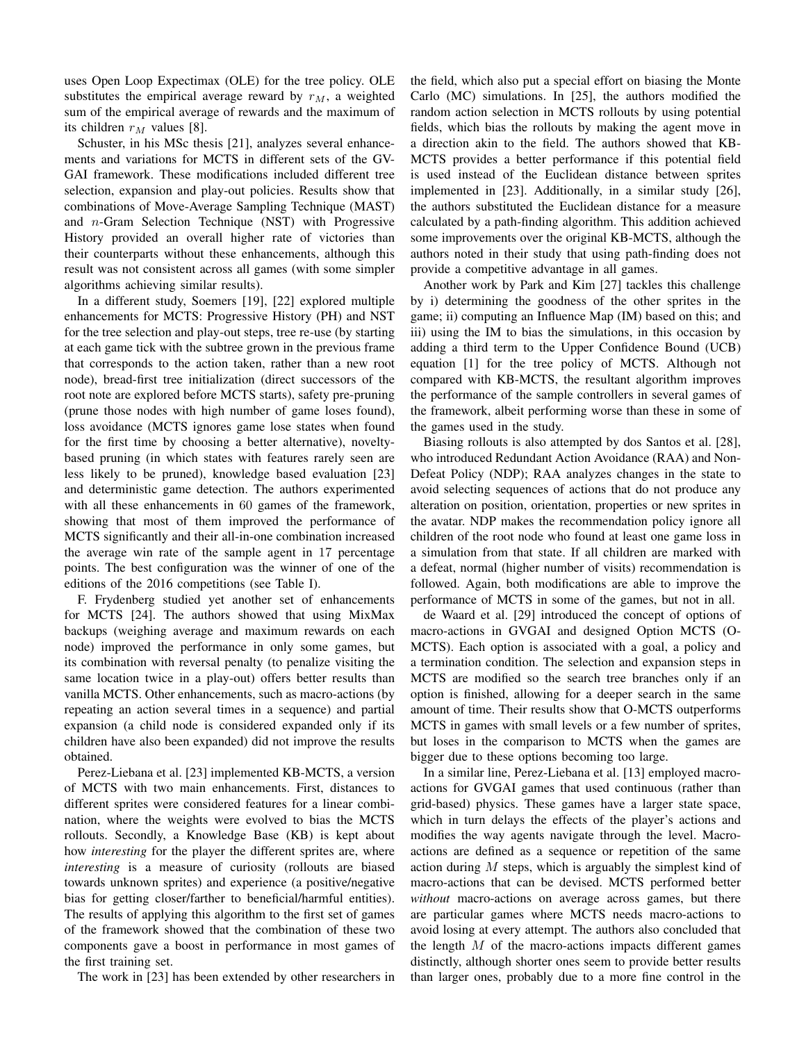uses Open Loop Expectimax (OLE) for the tree policy. OLE substitutes the empirical average reward by $r_M$, a weighted sum of the empirical average of rewards and the maximum of its children $r_M$ values [8].

Schuster, in his MSc thesis [21], analyzes several enhancements and variations for MCTS in different sets of the GVGAI framework. These modifications included different tree selection, expansion and play-out policies. Results show that combinations of Move-Average Sampling Technique (MAST) and $n$-Gram Selection Technique (NST) with Progressive History provided an overall higher rate of victories than their counterparts without these enhancements, although this result was not consistent across all games (with some simpler algorithms achieving similar results).

In a different study, Soemers [19], [22] explored multiple enhancements for MCTS: Progressive History (PH) and NST for the tree selection and play-out steps, tree re-use (by starting at each game tick with the subtree grown in the previous frame that corresponds to the action taken, rather than a new root note), bread-first tree initialization (direct successors of the root note are explored before MCTS starts), safety pre-pruning (prune those nodes with high number of game loses found), loss avoidance (MCTS ignores game lose states when found for the first time by choosing a better alternative), novelty-based pruning (in which states with features rarely seen are less likely to be pruned), knowledge based evaluation [23] and deterministic game detection. The authors experimented with all these enhancements in 60 games of the framework, showing that most of them improved the performance of MCTS significantly and their all-in-one combination increased the average win rate of the sample agent in 17 percentage points. The best configuration was the winner of one of the editions of the 2016 competitions (see Table I).

F. Frydenberg studied yet another set of enhancements for MCTS [24]. The authors showed that using MixMax backups (weighing average and maximum rewards on each node) improved the performance in only some games, but its combination with reversal penalty (to penalize visiting the same location twice in a play-out) offers better results than vanilla MCTS. Other enhancements, such as macro-actions (by repeating an action several times in a sequence) and partial expansion (a child node is considered expanded only if its children have also been expanded) did not improve the results obtained.

Perez-Liebana et al. [23] implemented KB-MCTS, a version of MCTS with two main enhancements. First, distances to different sprites were considered features for a linear combination, where the weights were evolved to bias the MCTS rollouts. Secondly, a Knowledge Base (KB) is kept about how *interesting* for the player the different sprites are, where *interesting* is a measure of curiosity (rollouts are biased towards unknown sprites) and experience (a positive/negative bias for getting closer/farther to beneficial/harmful entities). The results of applying this algorithm to the first set of games of the framework showed that the combination of these two components gave a boost in performance in most games of the first training set.

The work in [23] has been extended by other researchers in the field, which also put a special effort on biasing the Monte Carlo (MC) simulations. In [25], the authors modified the random action selection in MCTS rollouts by using potential fields, which bias the rollouts by making the agent move in a direction akin to the field. The authors showed that KB-MCTS provides a better performance if this potential field is used instead of the Euclidean distance between sprites implemented in [23]. Additionally, in a similar study [26], the authors substituted the Euclidean distance for a measure calculated by a path-finding algorithm. This addition achieved some improvements over the original KB-MCTS, although the authors noted in their study that using path-finding does not provide a competitive advantage in all games.

Another work by Park and Kim [27] tackles this challenge by i) determining the goodness of the other sprites in the game; ii) computing an Influence Map (IM) based on this; and iii) using the IM to bias the simulations, in this occasion by adding a third term to the Upper Confidence Bound (UCB) equation [1] for the tree policy of MCTS. Although not compared with KB-MCTS, the resultant algorithm improves the performance of the sample controllers in several games of the framework, albeit performing worse than these in some of the games used in the study.

Biasing rollouts is also attempted by dos Santos et al. [28], who introduced Redundant Action Avoidance (RAA) and Non-Defeat Policy (NDP); RAA analyzes changes in the state to avoid selecting sequences of actions that do not produce any alteration on position, orientation, properties or new sprites in the avatar. NDP makes the recommendation policy ignore all children of the root node who found at least one game loss in a simulation from that state. If all children are marked with a defeat, normal (higher number of visits) recommendation is followed. Again, both modifications are able to improve the performance of MCTS in some of the games, but not in all.

de Waard et al. [29] introduced the concept of options of macro-actions in GVGAI and designed Option MCTS (O-MCTS). Each option is associated with a goal, a policy and a termination condition. The selection and expansion steps in MCTS are modified so the search tree branches only if an option is finished, allowing for a deeper search in the same amount of time. Their results show that O-MCTS outperforms MCTS in games with small levels or a few number of sprites, but loses in the comparison to MCTS when the games are bigger due to these options becoming too large.

In a similar line, Perez-Liebana et al. [13] employed macro-actions for GVGAI games that used continuous (rather than grid-based) physics. These games have a larger state space, which in turn delays the effects of the player's actions and modifies the way agents navigate through the level. Macro-actions are defined as a sequence or repetition of the same action during $M$ steps, which is arguably the simplest kind of macro-actions that can be devised. MCTS performed better *without* macro-actions on average across games, but there are particular games where MCTS needs macro-actions to avoid losing at every attempt. The authors also concluded that the length $M$ of the macro-actions impacts different games distinctly, although shorter ones seem to provide better results than larger ones, probably due to a more fine control in the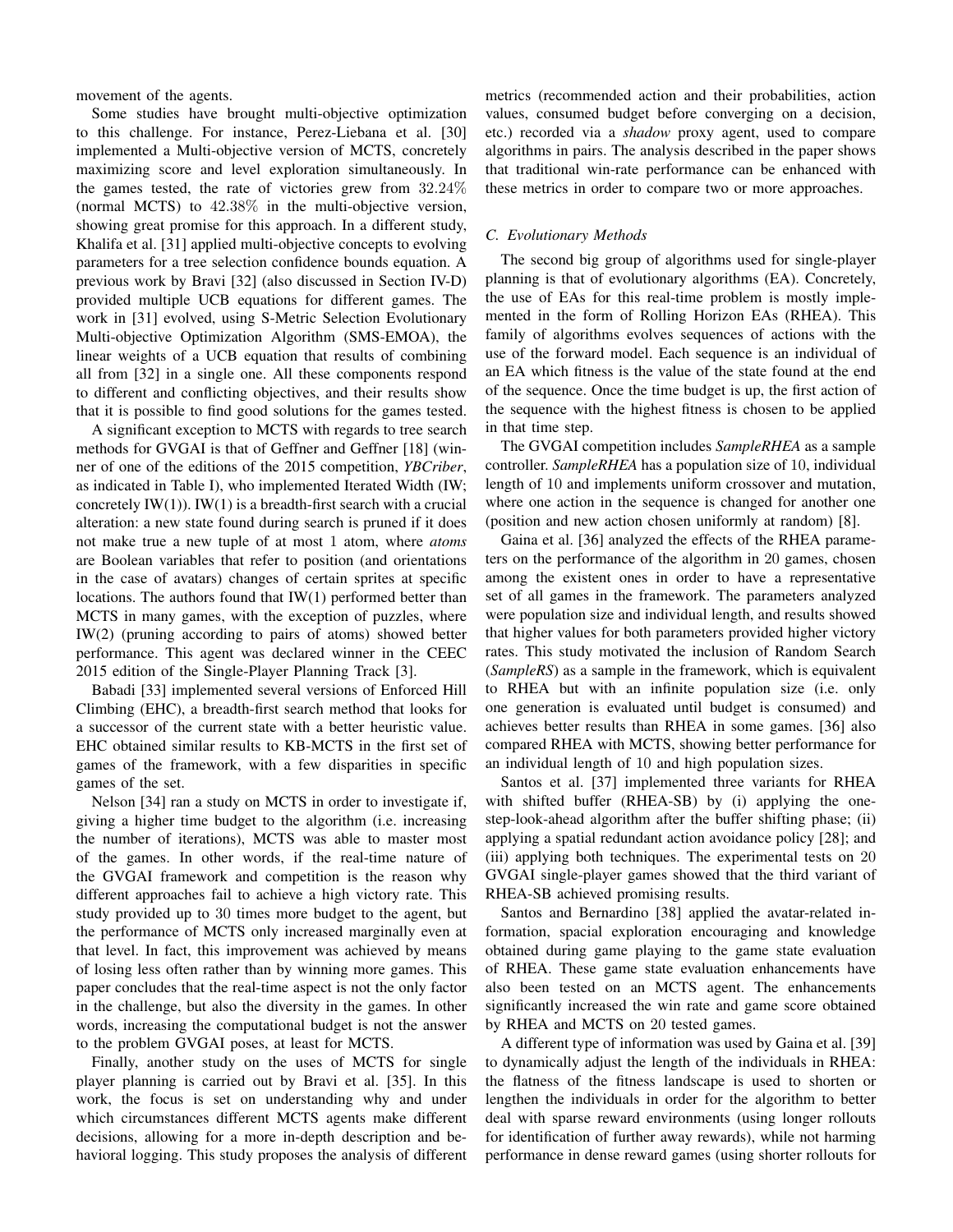movement of the agents.

Some studies have brought multi-objective optimization to this challenge. For instance, Perez-Liebana et al. [30] implemented a Multi-objective version of MCTS, concretely maximizing score and level exploration simultaneously. In the games tested, the rate of victories grew from $32.24\%$ (normal MCTS) to $42.38\%$ in the multi-objective version, showing great promise for this approach. In a different study, Khalifa et al. [31] applied multi-objective concepts to evolving parameters for a tree selection confidence bounds equation. A previous work by Bravi [32] (also discussed in Section IV-D) provided multiple UCB equations for different games. The work in [31] evolved, using S-Metric Selection Evolutionary Multi-objective Optimization Algorithm (SMS-EMOA), the linear weights of a UCB equation that results of combining all from [32] in a single one. All these components respond to different and conflicting objectives, and their results show that it is possible to find good solutions for the games tested.

A significant exception to MCTS with regards to tree search methods for GVGAI is that of Geffner and Geffner [18] (winner of one of the editions of the 2015 competition, *YBCriber*, as indicated in Table I), who implemented Iterated Width (IW; concretely IW(1)). IW(1) is a breadth-first search with a crucial alteration: a new state found during search is pruned if it does not make true a new tuple of at most 1 atom, where *atoms* are Boolean variables that refer to position (and orientations in the case of avatars) changes of certain sprites at specific locations. The authors found that IW(1) performed better than MCTS in many games, with the exception of puzzles, where IW(2) (pruning according to pairs of atoms) showed better performance. This agent was declared winner in the CEEC 2015 edition of the Single-Player Planning Track [3].

Babadi [33] implemented several versions of Enforced Hill Climbing (EHC), a breadth-first search method that looks for a successor of the current state with a better heuristic value. EHC obtained similar results to KB-MCTS in the first set of games of the framework, with a few disparities in specific games of the set.

Nelson [34] ran a study on MCTS in order to investigate if, giving a higher time budget to the algorithm (i.e. increasing the number of iterations), MCTS was able to master most of the games. In other words, if the real-time nature of the GVGAI framework and competition is the reason why different approaches fail to achieve a high victory rate. This study provided up to 30 times more budget to the agent, but the performance of MCTS only increased marginally even at that level. In fact, this improvement was achieved by means of losing less often rather than by winning more games. This paper concludes that the real-time aspect is not the only factor in the challenge, but also the diversity in the games. In other words, increasing the computational budget is not the answer to the problem GVGAI poses, at least for MCTS.

Finally, another study on the uses of MCTS for single player planning is carried out by Bravi et al. [35]. In this work, the focus is set on understanding why and under which circumstances different MCTS agents make different decisions, allowing for a more in-depth description and behavioral logging. This study proposes the analysis of different metrics (recommended action and their probabilities, action values, consumed budget before converging on a decision, etc.) recorded via a *shadow* proxy agent, used to compare algorithms in pairs. The analysis described in the paper shows that traditional win-rate performance can be enhanced with these metrics in order to compare two or more approaches.

### C. Evolutionary Methods

The second big group of algorithms used for single-player planning is that of evolutionary algorithms (EA). Concretely, the use of EAs for this real-time problem is mostly implemented in the form of Rolling Horizon EAs (RHEA). This family of algorithms evolves sequences of actions with the use of the forward model. Each sequence is an individual of an EA which fitness is the value of the state found at the end of the sequence. Once the time budget is up, the first action of the sequence with the highest fitness is chosen to be applied in that time step.

The GVGAI competition includes *SampleRHEA* as a sample controller. *SampleRHEA* has a population size of 10, individual length of 10 and implements uniform crossover and mutation, where one action in the sequence is changed for another one (position and new action chosen uniformly at random) [8].

Gaina et al. [36] analyzed the effects of the RHEA parameters on the performance of the algorithm in 20 games, chosen among the existent ones in order to have a representative set of all games in the framework. The parameters analyzed were population size and individual length, and results showed that higher values for both parameters provided higher victory rates. This study motivated the inclusion of Random Search (*SampleRS*) as a sample in the framework, which is equivalent to RHEA but with an infinite population size (i.e. only one generation is evaluated until budget is consumed) and achieves better results than RHEA in some games. [36] also compared RHEA with MCTS, showing better performance for an individual length of 10 and high population sizes.

Santos et al. [37] implemented three variants for RHEA with shifted buffer (RHEA-SB) by (i) applying the one-step-look-ahead algorithm after the buffer shifting phase; (ii) applying a spatial redundant action avoidance policy [28]; and (iii) applying both techniques. The experimental tests on 20 GVGAI single-player games showed that the third variant of RHEA-SB achieved promising results.

Santos and Bernardino [38] applied the avatar-related information, spacial exploration encouraging and knowledge obtained during game playing to the game state evaluation of RHEA. These game state evaluation enhancements have also been tested on an MCTS agent. The enhancements significantly increased the win rate and game score obtained by RHEA and MCTS on 20 tested games.

A different type of information was used by Gaina et al. [39] to dynamically adjust the length of the individuals in RHEA: the flatness of the fitness landscape is used to shorten or lengthen the individuals in order for the algorithm to better deal with sparse reward environments (using longer rollouts for identification of further away rewards), while not harming performance in dense reward games (using shorter rollouts for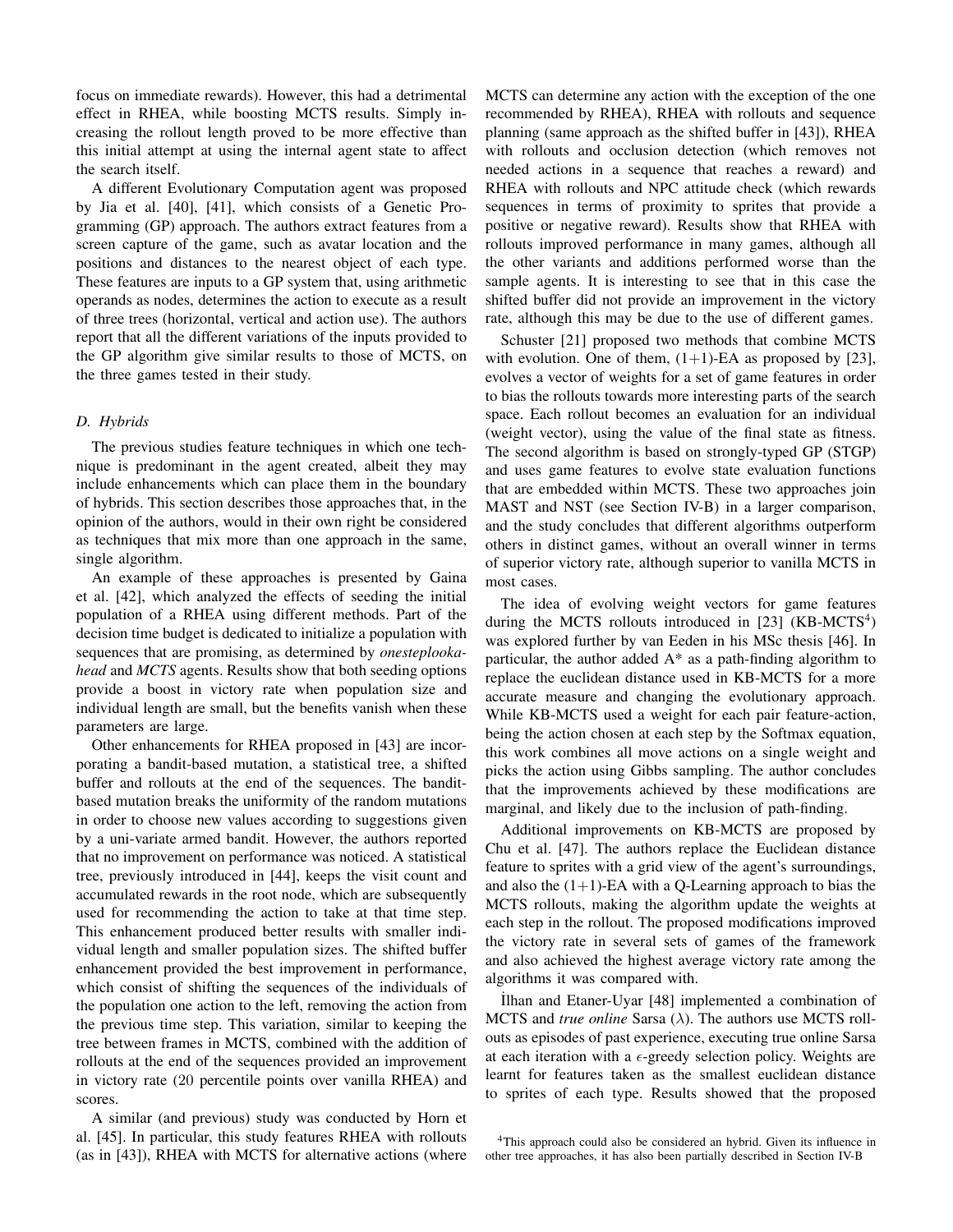focus on immediate rewards). However, this had a detrimental effect in RHEA, while boosting MCTS results. Simply increasing the rollout length proved to be more effective than this initial attempt at using the internal agent state to affect the search itself.

A different Evolutionary Computation agent was proposed by Jia et al. [40], [41], which consists of a Genetic Programming (GP) approach. The authors extract features from a screen capture of the game, such as avatar location and the positions and distances to the nearest object of each type. These features are inputs to a GP system that, using arithmetic operands as nodes, determines the action to execute as a result of three trees (horizontal, vertical and action use). The authors report that all the different variations of the inputs provided to the GP algorithm give similar results to those of MCTS, on the three games tested in their study.

### D. Hybrids

The previous studies feature techniques in which one technique is predominant in the agent created, albeit they may include enhancements which can place them in the boundary of hybrids. This section describes those approaches that, in the opinion of the authors, would in their own right be considered as techniques that mix more than one approach in the same, single algorithm.

An example of these approaches is presented by Gaina et al. [42], which analyzed the effects of seeding the initial population of a RHEA using different methods. Part of the decision time budget is dedicated to initialize a population with sequences that are promising, as determined by *onesteplookahead* and *MCTS* agents. Results show that both seeding options provide a boost in victory rate when population size and individual length are small, but the benefits vanish when these parameters are large.

Other enhancements for RHEA proposed in [43] are incorporating a bandit-based mutation, a statistical tree, a shifted buffer and rollouts at the end of the sequences. The bandit-based mutation breaks the uniformity of the random mutations in order to choose new values according to suggestions given by a uni-variate armed bandit. However, the authors reported that no improvement on performance was noticed. A statistical tree, previously introduced in [44], keeps the visit count and accumulated rewards in the root node, which are subsequently used for recommending the action to take at that time step. This enhancement produced better results with smaller individual length and smaller population sizes. The shifted buffer enhancement provided the best improvement in performance, which consist of shifting the sequences of the individuals of the population one action to the left, removing the action from the previous time step. This variation, similar to keeping the tree between frames in MCTS, combined with the addition of rollouts at the end of the sequences provided an improvement in victory rate (20 percentile points over vanilla RHEA) and scores.

A similar (and previous) study was conducted by Horn et al. [45]. In particular, this study features RHEA with rollouts (as in [43]), RHEA with MCTS for alternative actions (where MCTS can determine any action with the exception of the one recommended by RHEA), RHEA with rollouts and sequence planning (same approach as the shifted buffer in [43]), RHEA with rollouts and occlusion detection (which removes not needed actions in a sequence that reaches a reward) and RHEA with rollouts and NPC attitude check (which rewards sequences in terms of proximity to sprites that provide a positive or negative reward). Results show that RHEA with rollouts improved performance in many games, although all the other variants and additions performed worse than the sample agents. It is interesting to see that in this case the shifted buffer did not provide an improvement in the victory rate, although this may be due to the use of different games.

Schuster [21] proposed two methods that combine MCTS with evolution. One of them, (1+1)-EA as proposed by [23], evolves a vector of weights for a set of game features in order to bias the rollouts towards more interesting parts of the search space. Each rollout becomes an evaluation for an individual (weight vector), using the value of the final state as fitness. The second algorithm is based on strongly-typed GP (STGP) and uses game features to evolve state evaluation functions that are embedded within MCTS. These two approaches join MAST and NST (see Section IV-B) in a larger comparison, and the study concludes that different algorithms outperform others in distinct games, without an overall winner in terms of superior victory rate, although superior to vanilla MCTS in most cases.

The idea of evolving weight vectors for game features during the MCTS rollouts introduced in [23] (KB-MCTS[4]) was explored further by van Eeden in his MSc thesis [46]. In particular, the author added A* as a path-finding algorithm to replace the euclidean distance used in KB-MCTS for a more accurate measure and changing the evolutionary approach. While KB-MCTS used a weight for each pair feature-action, being the action chosen at each step by the Softmax equation, this work combines all move actions on a single weight and picks the action using Gibbs sampling. The author concludes that the improvements achieved by these modifications are marginal, and likely due to the inclusion of path-finding.

Additional improvements on KB-MCTS are proposed by Chu et al. [47]. The authors replace the Euclidean distance feature to sprites with a grid view of the agent's surroundings, and also the (1+1)-EA with a Q-Learning approach to bias the MCTS rollouts, making the algorithm update the weights at each step in the rollout. The proposed modifications improved the victory rate in several sets of games of the framework and also achieved the highest average victory rate among the algorithms it was compared with.

İlhan and Etaner-Uyar [48] implemented a combination of MCTS and *true online* Sarsa ($\lambda$). The authors use MCTS rollouts as episodes of past experience, executing true online Sarsa at each iteration with a $\epsilon$-greedy selection policy. Weights are learnt for features taken as the smallest euclidean distance to sprites of each type. Results showed that the proposed

[4]This approach could also be considered an hybrid. Given its influence in other tree approaches, it has also been partially described in Section IV-B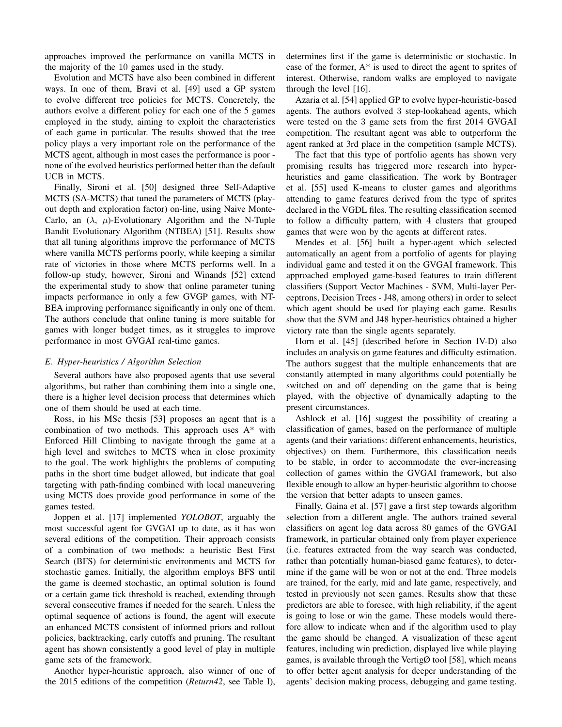approaches improved the performance on vanilla MCTS in the majority of the 10 games used in the study.

Evolution and MCTS have also been combined in different ways. In one of them, Bravi et al. [49] used a GP system to evolve different tree policies for MCTS. Concretely, the authors evolve a different policy for each one of the 5 games employed in the study, aiming to exploit the characteristics of each game in particular. The results showed that the tree policy plays a very important role on the performance of the MCTS agent, although in most cases the performance is poor - none of the evolved heuristics performed better than the default UCB in MCTS.

Finally, Sironi et al. [50] designed three Self-Adaptive MCTS (SA-MCTS) that tuned the parameters of MCTS (playout depth and exploration factor) on-line, using Naive Monte-Carlo, an ($\lambda$, $\mu$)-Evolutionary Algorithm and the N-Tuple Bandit Evolutionary Algorithm (NTBEA) [51]. Results show that all tuning algorithms improve the performance of MCTS where vanilla MCTS performs poorly, while keeping a similar rate of victories in those where MCTS performs well. In a follow-up study, however, Sironi and Winands [52] extend the experimental study to show that online parameter tuning impacts performance in only a few GVGP games, with NTBEA improving performance significantly in only one of them. The authors conclude that online tuning is more suitable for games with longer budget times, as it struggles to improve performance in most GVGAI real-time games.

### E. Hyper-heuristics / Algorithm Selection

Several authors have also proposed agents that use several algorithms, but rather than combining them into a single one, there is a higher level decision process that determines which one of them should be used at each time.

Ross, in his MSc thesis [53] proposes an agent that is a combination of two methods. This approach uses A* with Enforced Hill Climbing to navigate through the game at a high level and switches to MCTS when in close proximity to the goal. The work highlights the problems of computing paths in the short time budget allowed, but indicate that goal targeting with path-finding combined with local maneuvering using MCTS does provide good performance in some of the games tested.

Joppen et al. [17] implemented *YOLOBOT*, arguably the most successful agent for GVGAI up to date, as it has won several editions of the competition. Their approach consists of a combination of two methods: a heuristic Best First Search (BFS) for deterministic environments and MCTS for stochastic games. Initially, the algorithm employs BFS until the game is deemed stochastic, an optimal solution is found or a certain game tick threshold is reached, extending through several consecutive frames if needed for the search. Unless the optimal sequence of actions is found, the agent will execute an enhanced MCTS consistent of informed priors and rollout policies, backtracking, early cutoffs and pruning. The resultant agent has shown consistently a good level of play in multiple game sets of the framework.

Another hyper-heuristic approach, also winner of one of the 2015 editions of the competition (*Return42*, see Table I), determines first if the game is deterministic or stochastic. In case of the former, A* is used to direct the agent to sprites of interest. Otherwise, random walks are employed to navigate through the level [16].

Azaria et al. [54] applied GP to evolve hyper-heuristic-based agents. The authors evolved 3 step-lookahead agents, which were tested on the 3 game sets from the first 2014 GVGAI competition. The resultant agent was able to outperform the agent ranked at 3rd place in the competition (sample MCTS).

The fact that this type of portfolio agents has shown very promising results has triggered more research into hyper-heuristics and game classification. The work by Bontrager et al. [55] used K-means to cluster games and algorithms attending to game features derived from the type of sprites declared in the VGDL files. The resulting classification seemed to follow a difficulty pattern, with 4 clusters that grouped games that were won by the agents at different rates.

Mendes et al. [56] built a hyper-agent which selected automatically an agent from a portfolio of agents for playing individual game and tested it on the GVGAI framework. This approached employed game-based features to train different classifiers (Support Vector Machines - SVM, Multi-layer Perceptrons, Decision Trees - J48, among others) in order to select which agent should be used for playing each game. Results show that the SVM and J48 hyper-heuristics obtained a higher victory rate than the single agents separately.

Horn et al. [45] (described before in Section IV-D) also includes an analysis on game features and difficulty estimation. The authors suggest that the multiple enhancements that are constantly attempted in many algorithms could potentially be switched on and off depending on the game that is being played, with the objective of dynamically adapting to the present circumstances.

Ashlock et al. [16] suggest the possibility of creating a classification of games, based on the performance of multiple agents (and their variations: different enhancements, heuristics, objectives) on them. Furthermore, this classification needs to be stable, in order to accommodate the ever-increasing collection of games within the GVGAI framework, but also flexible enough to allow an hyper-heuristic algorithm to choose the version that better adapts to unseen games.

Finally, Gaina et al. [57] gave a first step towards algorithm selection from a different angle. The authors trained several classifiers on agent log data across 80 games of the GVGAI framework, in particular obtained only from player experience (i.e. features extracted from the way search was conducted, rather than potentially human-biased game features), to determine if the game will be won or not at the end. Three models are trained, for the early, mid and late game, respectively, and tested in previously not seen games. Results show that these predictors are able to foresee, with high reliability, if the agent is going to lose or win the game. These models would therefore allow to indicate when and if the algorithm used to play the game should be changed. A visualization of these agent features, including win prediction, displayed live while playing games, is available through the VertigØ tool [58], which means to offer better agent analysis for deeper understanding of the agents' decision making process, debugging and game testing.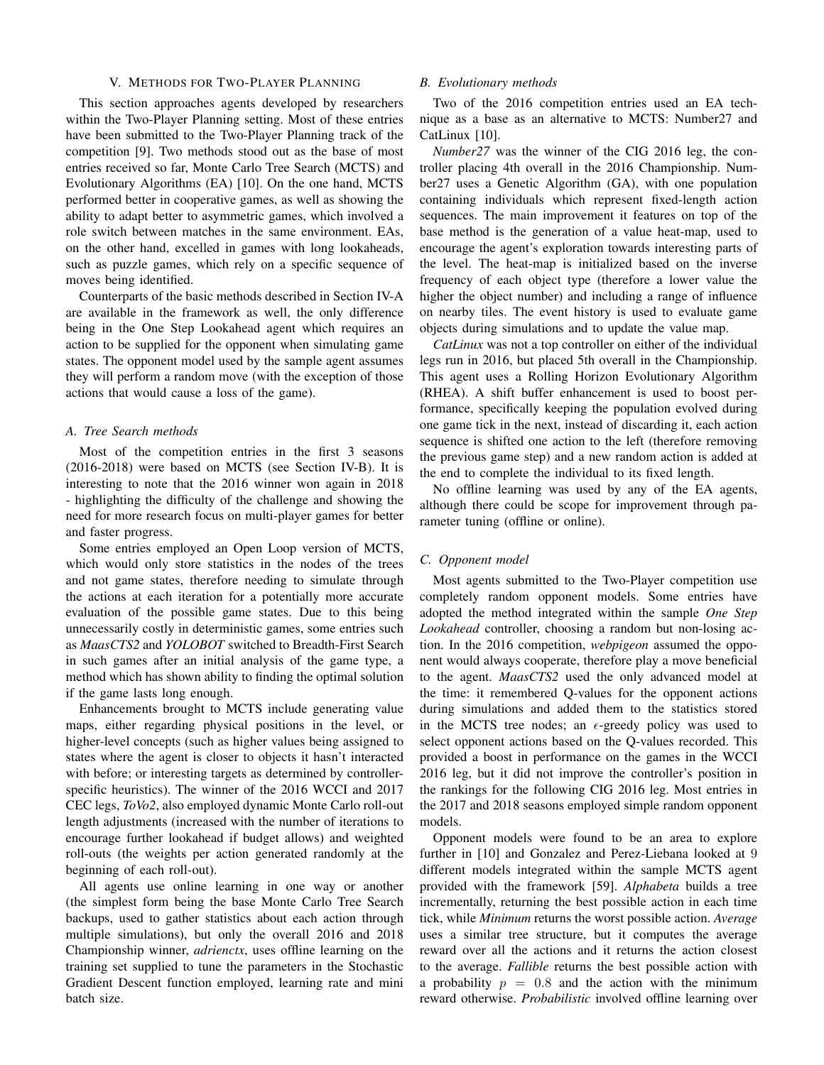## V. Methods for Two-Player Planning

This section approaches agents developed by researchers within the Two-Player Planning setting. Most of these entries have been submitted to the Two-Player Planning track of the competition [9]. Two methods stood out as the base of most entries received so far, Monte Carlo Tree Search (MCTS) and Evolutionary Algorithms (EA) [10]. On the one hand, MCTS performed better in cooperative games, as well as showing the ability to adapt better to asymmetric games, which involved a role switch between matches in the same environment. EAs, on the other hand, excelled in games with long lookaheads, such as puzzle games, which rely on a specific sequence of moves being identified.

Counterparts of the basic methods described in Section IV-A are available in the framework as well, the only difference being in the One Step Lookahead agent which requires an action to be supplied for the opponent when simulating game states. The opponent model used by the sample agent assumes they will perform a random move (with the exception of those actions that would cause a loss of the game).

### A. Tree Search methods

Most of the competition entries in the first 3 seasons (2016-2018) were based on MCTS (see Section IV-B). It is interesting to note that the 2016 winner won again in 2018 - highlighting the difficulty of the challenge and showing the need for more research focus on multi-player games for better and faster progress.

Some entries employed an Open Loop version of MCTS, which would only store statistics in the nodes of the trees and not game states, therefore needing to simulate through the actions at each iteration for a potentially more accurate evaluation of the possible game states. Due to this being unnecessarily costly in deterministic games, some entries such as *MaasCTS2* and *YOLOBOT* switched to Breadth-First Search in such games after an initial analysis of the game type, a method which has shown ability to finding the optimal solution if the game lasts long enough.

Enhancements brought to MCTS include generating value maps, either regarding physical positions in the level, or higher-level concepts (such as higher values being assigned to states where the agent is closer to objects it hasn't interacted with before; or interesting targets as determined by controller-specific heuristics). The winner of the 2016 WCCI and 2017 CEC legs, *ToVo2*, also employed dynamic Monte Carlo roll-out length adjustments (increased with the number of iterations to encourage further lookahead if budget allows) and weighted roll-outs (the weights per action generated randomly at the beginning of each roll-out).

All agents use online learning in one way or another (the simplest form being the base Monte Carlo Tree Search backups, used to gather statistics about each action through multiple simulations), but only the overall 2016 and 2018 Championship winner, *adrienctx*, uses offline learning on the training set supplied to tune the parameters in the Stochastic Gradient Descent function employed, learning rate and mini batch size.

### B. Evolutionary methods

Two of the 2016 competition entries used an EA technique as a base as an alternative to MCTS: Number27 and CatLinux [10].

*Number27* was the winner of the CIG 2016 leg, the controller placing 4th overall in the 2016 Championship. Number27 uses a Genetic Algorithm (GA), with one population containing individuals which represent fixed-length action sequences. The main improvement it features on top of the base method is the generation of a value heat-map, used to encourage the agent's exploration towards interesting parts of the level. The heat-map is initialized based on the inverse frequency of each object type (therefore a lower value the higher the object number) and including a range of influence on nearby tiles. The event history is used to evaluate game objects during simulations and to update the value map.

*CatLinux* was not a top controller on either of the individual legs run in 2016, but placed 5th overall in the Championship. This agent uses a Rolling Horizon Evolutionary Algorithm (RHEA). A shift buffer enhancement is used to boost performance, specifically keeping the population evolved during one game tick in the next, instead of discarding it, each action sequence is shifted one action to the left (therefore removing the previous game step) and a new random action is added at the end to complete the individual to its fixed length.

No offline learning was used by any of the EA agents, although there could be scope for improvement through parameter tuning (offline or online).

### C. Opponent model

Most agents submitted to the Two-Player competition use completely random opponent models. Some entries have adopted the method integrated within the sample *One Step Lookahead* controller, choosing a random but non-losing action. In the 2016 competition, *webpigeon* assumed the opponent would always cooperate, therefore play a move beneficial to the agent. *MaasCTS2* used the only advanced model at the time: it remembered Q-values for the opponent actions during simulations and added them to the statistics stored in the MCTS tree nodes; an $\epsilon$-greedy policy was used to select opponent actions based on the Q-values recorded. This provided a boost in performance on the games in the WCCI 2016 leg, but it did not improve the controller's position in the rankings for the following CIG 2016 leg. Most entries in the 2017 and 2018 seasons employed simple random opponent models.

Opponent models were found to be an area to explore further in [10] and Gonzalez and Perez-Liebana looked at 9 different models integrated within the sample MCTS agent provided with the framework [59]. *Alphabeta* builds a tree incrementally, returning the best possible action in each time tick, while *Minimum* returns the worst possible action. *Average* uses a similar tree structure, but it computes the average reward over all the actions and it returns the action closest to the average. *Fallible* returns the best possible action with a probability $p = 0.8$ and the action with the minimum reward otherwise. *Probabilistic* involved offline learning over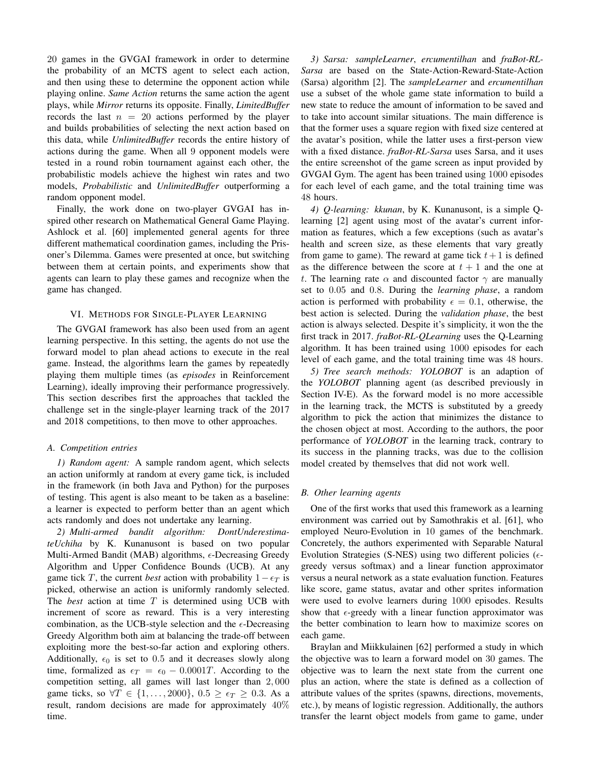20 games in the GVGAI framework in order to determine the probability of an MCTS agent to select each action, and then using these to determine the opponent action while playing online. *Same Action* returns the same action the agent plays, while *Mirror* returns its opposite. Finally, *LimitedBuffer* records the last $n = 20$ actions performed by the player and builds probabilities of selecting the next action based on this data, while *UnlimitedBuffer* records the entire history of actions during the game. When all 9 opponent models were tested in a round robin tournament against each other, the probabilistic models achieve the highest win rates and two models, *Probabilistic* and *UnlimitedBuffer* outperforming a random opponent model.

Finally, the work done on two-player GVGAI has inspired other research on Mathematical General Game Playing. Ashlock et al. [60] implemented general agents for three different mathematical coordination games, including the Prisoner's Dilemma. Games were presented at once, but switching between them at certain points, and experiments show that agents can learn to play these games and recognize when the game has changed.

## VI. Methods for Single-Player Learning

The GVGAI framework has also been used from an agent learning perspective. In this setting, the agents do not use the forward model to plan ahead actions to execute in the real game. Instead, the algorithms learn the games by repeatedly playing them multiple times (as *episodes* in Reinforcement Learning), ideally improving their performance progressively. This section describes first the approaches that tackled the challenge set in the single-player learning track of the 2017 and 2018 competitions, to then move to other approaches.

### A. Competition entries

*1) Random agent:* A sample random agent, which selects an action uniformly at random at every game tick, is included in the framework (in both Java and Python) for the purposes of testing. This agent is also meant to be taken as a baseline: a learner is expected to perform better than an agent which acts randomly and does not undertake any learning.

*2) Multi-armed bandit algorithm: DontUnderestimateUchiha* by K. Kunanusont is based on two popular Multi-Armed Bandit (MAB) algorithms, $\epsilon$-Decreasing Greedy Algorithm and Upper Confidence Bounds (UCB). At any game tick $T$, the current *best* action with probability $1-\epsilon_T$ is picked, otherwise an action is uniformly randomly selected. The *best* action at time $T$ is determined using UCB with increment of score as reward. This is a very interesting combination, as the UCB-style selection and the $\epsilon$-Decreasing Greedy Algorithm both aim at balancing the trade-off between exploiting more the best-so-far action and exploring others. Additionally, $\epsilon_0$ is set to $0.5$ and it decreases slowly along time, formalized as $\epsilon_T = \epsilon_0 - 0.0001T$. According to the competition setting, all games will last longer than $2,000$ game ticks, so $\forall T \in \{1, \ldots, 2000\}$, $0.5 \geq \epsilon_T \geq 0.3$. As a result, random decisions are made for approximately $40\%$ time.

*3) Sarsa: sampleLearner*, *ercumentilhan* and *fraBot-RL-Sarsa* are based on the State-Action-Reward-State-Action (Sarsa) algorithm [2]. The *sampleLearner* and *ercumentilhan* use a subset of the whole game state information to build a new state to reduce the amount of information to be saved and to take into account similar situations. The main difference is that the former uses a square region with fixed size centered at the avatar's position, while the latter uses a first-person view with a fixed distance. *fraBot-RL-Sarsa* uses Sarsa, and it uses the entire screenshot of the game screen as input provided by GVGAI Gym. The agent has been trained using $1000$ episodes for each level of each game, and the total training time was $48$ hours.

*4) Q-learning: kkunan*, by K. Kunanusont, is a simple Q-learning [2] agent using most of the avatar's current information as features, which a few exceptions (such as avatar's health and screen size, as these elements that vary greatly from game to game). The reward at game tick $t+1$ is defined as the difference between the score at $t+1$ and the one at $t$. The learning rate $\alpha$ and discounted factor $\gamma$ are manually set to $0.05$ and $0.8$. During the *learning phase*, a random action is performed with probability $\epsilon = 0.1$, otherwise, the best action is selected. During the *validation phase*, the best action is always selected. Despite it's simplicity, it won the the first track in 2017. *fraBot-RL-QLearning* uses the Q-Learning algorithm. It has been trained using $1000$ episodes for each level of each game, and the total training time was $48$ hours.

*5) Tree search methods: YOLOBOT* is an adaption of the *YOLOBOT* planning agent (as described previously in Section IV-E). As the forward model is no more accessible in the learning track, the MCTS is substituted by a greedy algorithm to pick the action that minimizes the distance to the chosen object at most. According to the authors, the poor performance of *YOLOBOT* in the learning track, contrary to its success in the planning tracks, was due to the collision model created by themselves that did not work well.

### B. Other learning agents

One of the first works that used this framework as a learning environment was carried out by Samothrakis et al. [61], who employed Neuro-Evolution in $10$ games of the benchmark. Concretely, the authors experimented with Separable Natural Evolution Strategies (S-NES) using two different policies ($\epsilon$-greedy versus softmax) and a linear function approximator versus a neural network as a state evaluation function. Features like score, game status, avatar and other sprites information were used to evolve learners during $1000$ episodes. Results show that $\epsilon$-greedy with a linear function approximator was the better combination to learn how to maximize scores on each game.

Braylan and Miikkulainen [62] performed a study in which the objective was to learn a forward model on $30$ games. The objective was to learn the next state from the current one plus an action, where the state is defined as a collection of attribute values of the sprites (spawns, directions, movements, etc.), by means of logistic regression. Additionally, the authors transfer the learnt object models from game to game, under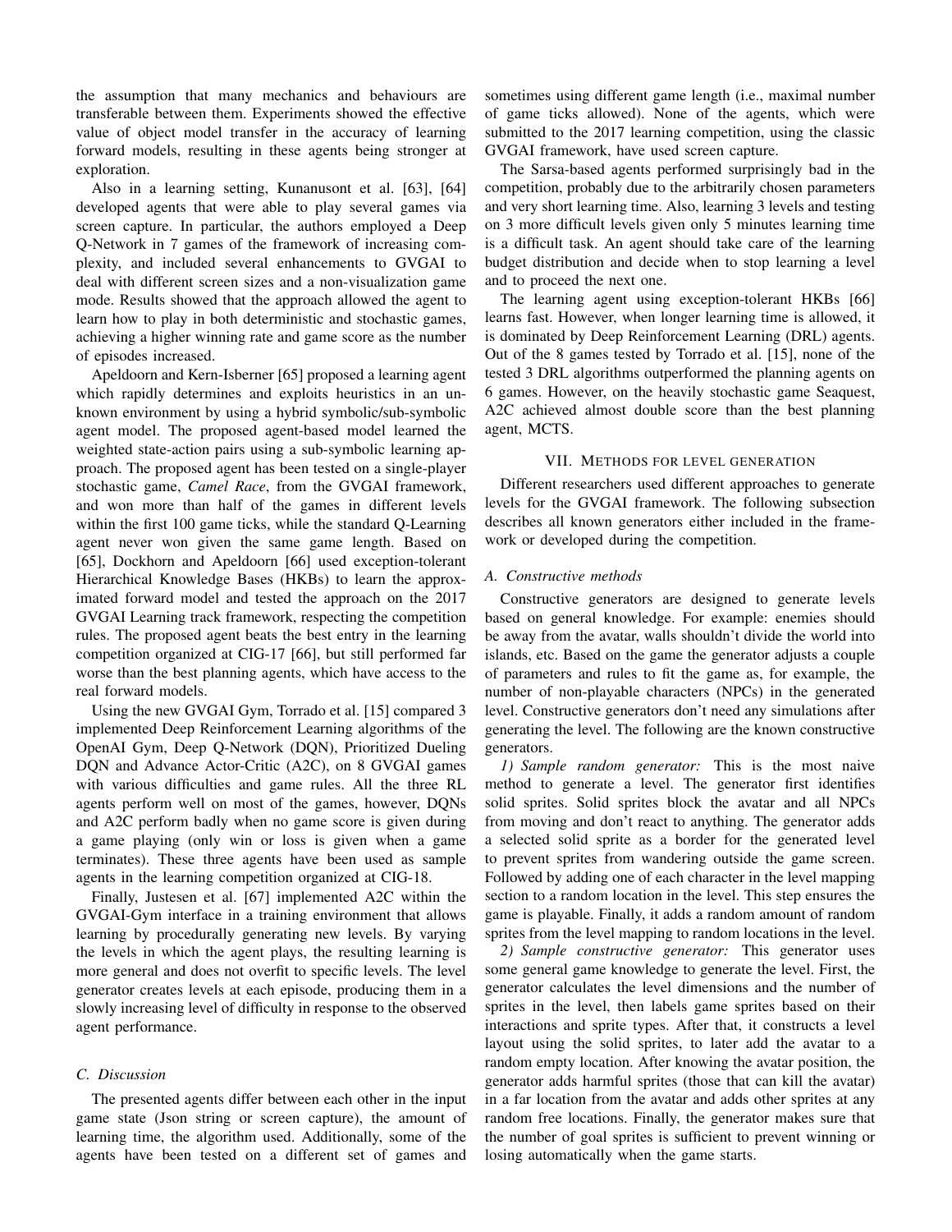the assumption that many mechanics and behaviours are transferable between them. Experiments showed the effective value of object model transfer in the accuracy of learning forward models, resulting in these agents being stronger at exploration.

Also in a learning setting, Kunanusont et al. [63], [64] developed agents that were able to play several games via screen capture. In particular, the authors employed a Deep Q-Network in 7 games of the framework of increasing complexity, and included several enhancements to GVGAI to deal with different screen sizes and a non-visualization game mode. Results showed that the approach allowed the agent to learn how to play in both deterministic and stochastic games, achieving a higher winning rate and game score as the number of episodes increased.

Apeldoorn and Kern-Isberner [65] proposed a learning agent which rapidly determines and exploits heuristics in an unknown environment by using a hybrid symbolic/sub-symbolic agent model. The proposed agent-based model learned the weighted state-action pairs using a sub-symbolic learning approach. The proposed agent has been tested on a single-player stochastic game, *Camel Race*, from the GVGAI framework, and won more than half of the games in different levels within the first 100 game ticks, while the standard Q-Learning agent never won given the same game length. Based on [65], Dockhorn and Apeldoorn [66] used exception-tolerant Hierarchical Knowledge Bases (HKBs) to learn the approximated forward model and tested the approach on the 2017 GVGAI Learning track framework, respecting the competition rules. The proposed agent beats the best entry in the learning competition organized at CIG-17 [66], but still performed far worse than the best planning agents, which have access to the real forward models.

Using the new GVGAI Gym, Torrado et al. [15] compared 3 implemented Deep Reinforcement Learning algorithms of the OpenAI Gym, Deep Q-Network (DQN), Prioritized Dueling DQN and Advance Actor-Critic (A2C), on 8 GVGAI games with various difficulties and game rules. All the three RL agents perform well on most of the games, however, DQNs and A2C perform badly when no game score is given during a game playing (only win or loss is given when a game terminates). These three agents have been used as sample agents in the learning competition organized at CIG-18.

Finally, Justesen et al. [67] implemented A2C within the GVGAI-Gym interface in a training environment that allows learning by procedurally generating new levels. By varying the levels in which the agent plays, the resulting learning is more general and does not overfit to specific levels. The level generator creates levels at each episode, producing them in a slowly increasing level of difficulty in response to the observed agent performance.

### C. Discussion

The presented agents differ between each other in the input game state (Json string or screen capture), the amount of learning time, the algorithm used. Additionally, some of the agents have been tested on a different set of games and sometimes using different game length (i.e., maximal number of game ticks allowed). None of the agents, which were submitted to the 2017 learning competition, using the classic GVGAI framework, have used screen capture.

The Sarsa-based agents performed surprisingly bad in the competition, probably due to the arbitrarily chosen parameters and very short learning time. Also, learning 3 levels and testing on 3 more difficult levels given only 5 minutes learning time is a difficult task. An agent should take care of the learning budget distribution and decide when to stop learning a level and to proceed the next one.

The learning agent using exception-tolerant HKBs [66] learns fast. However, when longer learning time is allowed, it is dominated by Deep Reinforcement Learning (DRL) agents. Out of the 8 games tested by Torrado et al. [15], none of the tested 3 DRL algorithms outperformed the planning agents on 6 games. However, on the heavily stochastic game Seaquest, A2C achieved almost double score than the best planning agent, MCTS.

## VII. Methods for level generation

Different researchers used different approaches to generate levels for the GVGAI framework. The following subsection describes all known generators either included in the framework or developed during the competition.

### A. Constructive methods

Constructive generators are designed to generate levels based on general knowledge. For example: enemies should be away from the avatar, walls shouldn't divide the world into islands, etc. Based on the game the generator adjusts a couple of parameters and rules to fit the game as, for example, the number of non-playable characters (NPCs) in the generated level. Constructive generators don't need any simulations after generating the level. The following are the known constructive generators.

*1) Sample random generator:* This is the most naive method to generate a level. The generator first identifies solid sprites. Solid sprites block the avatar and all NPCs from moving and don't react to anything. The generator adds a selected solid sprite as a border for the generated level to prevent sprites from wandering outside the game screen. Followed by adding one of each character in the level mapping section to a random location in the level. This step ensures the game is playable. Finally, it adds a random amount of random sprites from the level mapping to random locations in the level.

*2) Sample constructive generator:* This generator uses some general game knowledge to generate the level. First, the generator calculates the level dimensions and the number of sprites in the level, then labels game sprites based on their interactions and sprite types. After that, it constructs a level layout using the solid sprites, to later add the avatar to a random empty location. After knowing the avatar position, the generator adds harmful sprites (those that can kill the avatar) in a far location from the avatar and adds other sprites at any random free locations. Finally, the generator makes sure that the number of goal sprites is sufficient to prevent winning or losing automatically when the game starts.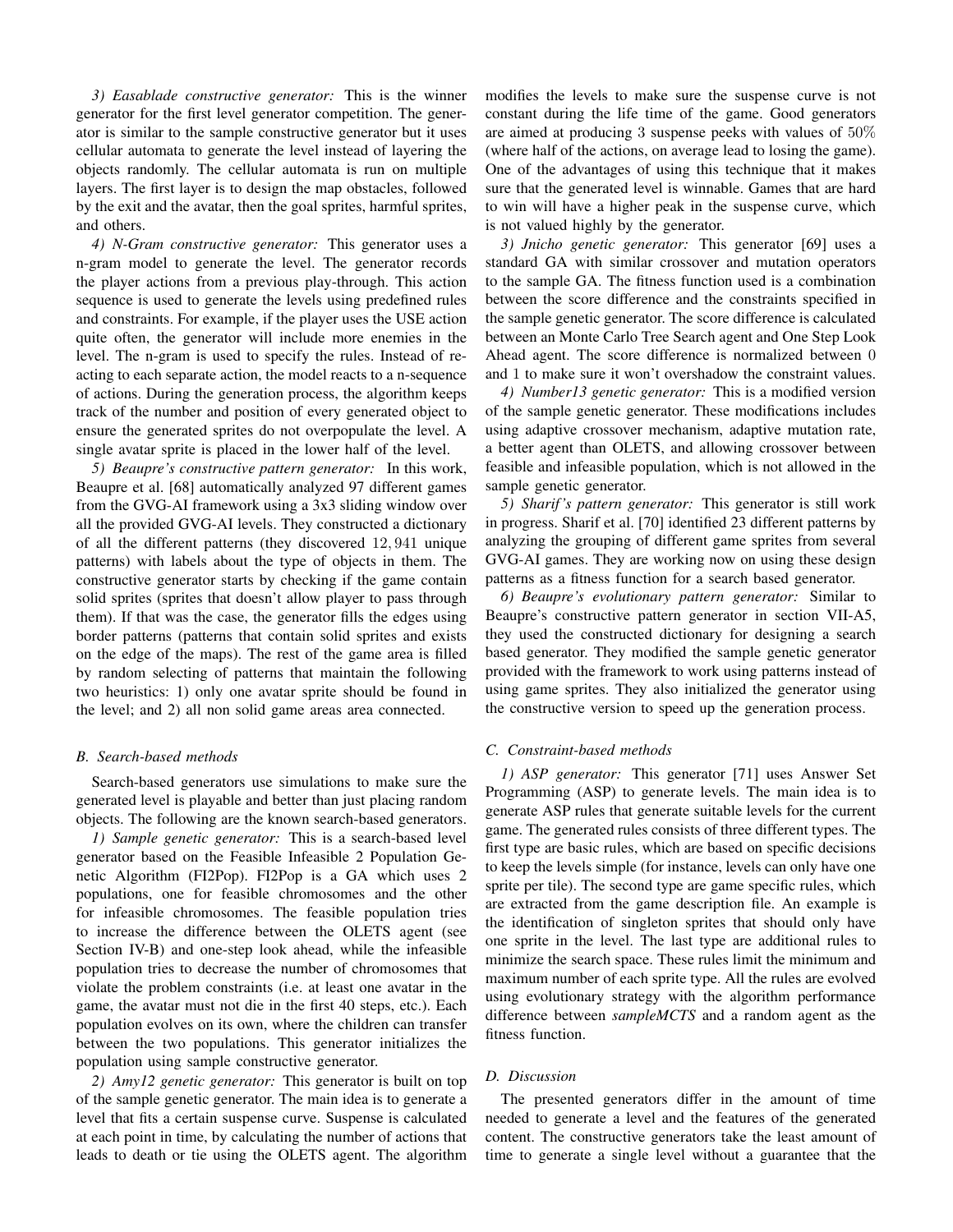*3) Easablade constructive generator:* This is the winner generator for the first level generator competition. The generator is similar to the sample constructive generator but it uses cellular automata to generate the level instead of layering the objects randomly. The cellular automata is run on multiple layers. The first layer is to design the map obstacles, followed by the exit and the avatar, then the goal sprites, harmful sprites, and others.

*4) N-Gram constructive generator:* This generator uses a n-gram model to generate the level. The generator records the player actions from a previous play-through. This action sequence is used to generate the levels using predefined rules and constraints. For example, if the player uses the USE action quite often, the generator will include more enemies in the level. The n-gram is used to specify the rules. Instead of reacting to each separate action, the model reacts to a n-sequence of actions. During the generation process, the algorithm keeps track of the number and position of every generated object to ensure the generated sprites do not overpopulate the level. A single avatar sprite is placed in the lower half of the level.

*5) Beaupre's constructive pattern generator:* In this work, Beaupre et al. [68] automatically analyzed 97 different games from the GVG-AI framework using a 3x3 sliding window over all the provided GVG-AI levels. They constructed a dictionary of all the different patterns (they discovered $12,941$ unique patterns) with labels about the type of objects in them. The constructive generator starts by checking if the game contain solid sprites (sprites that doesn't allow player to pass through them). If that was the case, the generator fills the edges using border patterns (patterns that contain solid sprites and exists on the edge of the maps). The rest of the game area is filled by random selecting of patterns that maintain the following two heuristics: 1) only one avatar sprite should be found in the level; and 2) all non solid game areas area connected.

### B. Search-based methods

Search-based generators use simulations to make sure the generated level is playable and better than just placing random objects. The following are the known search-based generators.

*1) Sample genetic generator:* This is a search-based level generator based on the Feasible Infeasible 2 Population Genetic Algorithm (FI2Pop). FI2Pop is a GA which uses 2 populations, one for feasible chromosomes and the other for infeasible chromosomes. The feasible population tries to increase the difference between the OLETS agent (see Section IV-B) and one-step look ahead, while the infeasible population tries to decrease the number of chromosomes that violate the problem constraints (i.e. at least one avatar in the game, the avatar must not die in the first 40 steps, etc.). Each population evolves on its own, where the children can transfer between the two populations. This generator initializes the population using sample constructive generator.

*2) Amy12 genetic generator:* This generator is built on top of the sample genetic generator. The main idea is to generate a level that fits a certain suspense curve. Suspense is calculated at each point in time, by calculating the number of actions that leads to death or tie using the OLETS agent. The algorithm modifies the levels to make sure the suspense curve is not constant during the life time of the game. Good generators are aimed at producing 3 suspense peeks with values of $50\%$ (where half of the actions, on average lead to losing the game). One of the advantages of using this technique that it makes sure that the generated level is winnable. Games that are hard to win will have a higher peak in the suspense curve, which is not valued highly by the generator.

*3) Jnicho genetic generator:* This generator [69] uses a standard GA with similar crossover and mutation operators to the sample GA. The fitness function used is a combination between the score difference and the constraints specified in the sample genetic generator. The score difference is calculated between an Monte Carlo Tree Search agent and One Step Look Ahead agent. The score difference is normalized between $0$ and $1$ to make sure it won't overshadow the constraint values.

*4) Number13 genetic generator:* This is a modified version of the sample genetic generator. These modifications includes using adaptive crossover mechanism, adaptive mutation rate, a better agent than OLETS, and allowing crossover between feasible and infeasible population, which is not allowed in the sample genetic generator.

*5) Sharif's pattern generator:* This generator is still work in progress. Sharif et al. [70] identified 23 different patterns by analyzing the grouping of different game sprites from several GVG-AI games. They are working now on using these design patterns as a fitness function for a search based generator.

*6) Beaupre's evolutionary pattern generator:* Similar to Beaupre's constructive pattern generator in section VII-A5, they used the constructed dictionary for designing a search based generator. They modified the sample genetic generator provided with the framework to work using patterns instead of using game sprites. They also initialized the generator using the constructive version to speed up the generation process.

### C. Constraint-based methods

*1) ASP generator:* This generator [71] uses Answer Set Programming (ASP) to generate levels. The main idea is to generate ASP rules that generate suitable levels for the current game. The generated rules consists of three different types. The first type are basic rules, which are based on specific decisions to keep the levels simple (for instance, levels can only have one sprite per tile). The second type are game specific rules, which are extracted from the game description file. An example is the identification of singleton sprites that should only have one sprite in the level. The last type are additional rules to minimize the search space. These rules limit the minimum and maximum number of each sprite type. All the rules are evolved using evolutionary strategy with the algorithm performance difference between *sampleMCTS* and a random agent as the fitness function.

### D. Discussion

The presented generators differ in the amount of time needed to generate a level and the features of the generated content. The constructive generators take the least amount of time to generate a single level without a guarantee that the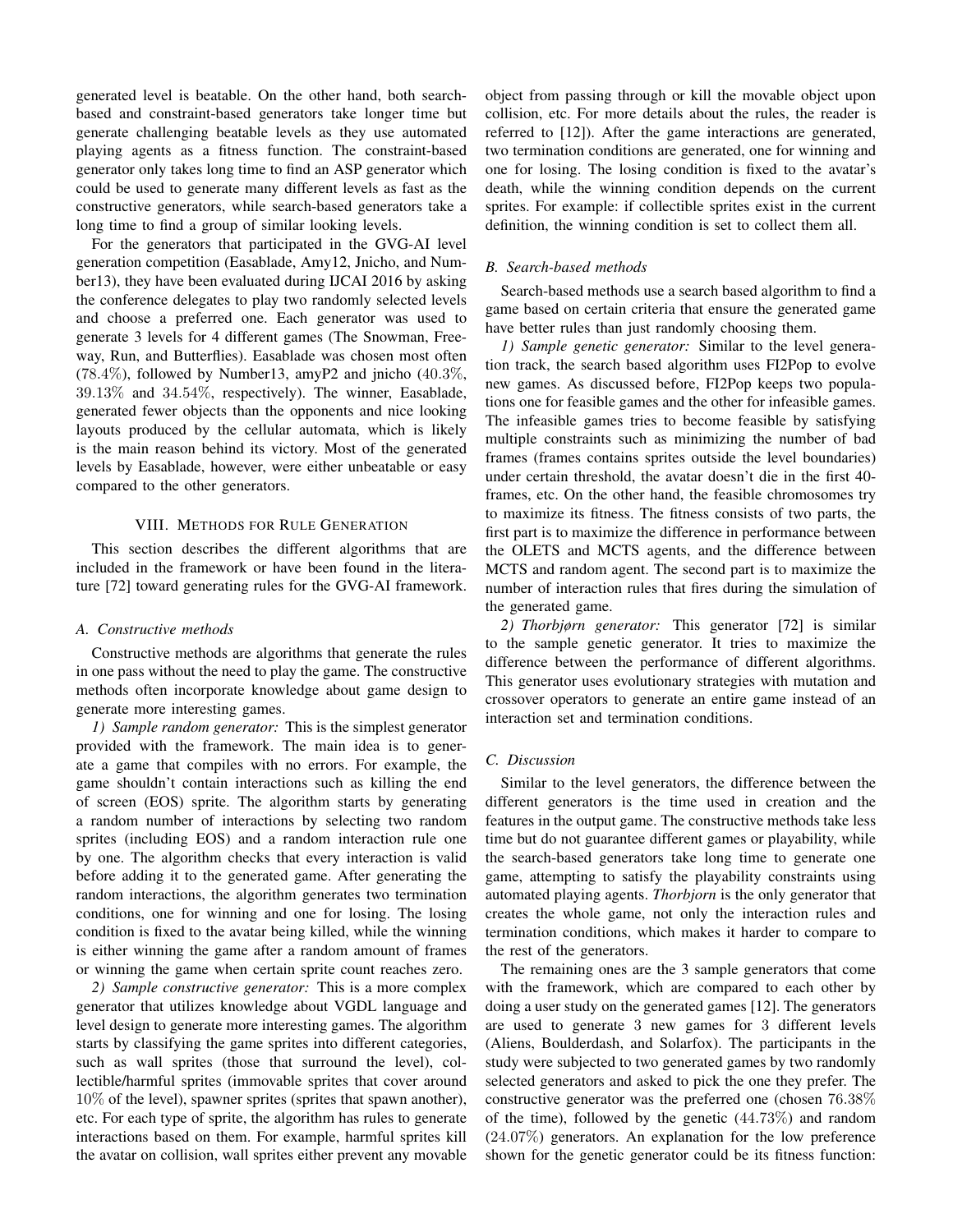generated level is beatable. On the other hand, both search-based and constraint-based generators take longer time but generate challenging beatable levels as they use automated playing agents as a fitness function. The constraint-based generator only takes long time to find an ASP generator which could be used to generate many different levels as fast as the constructive generators, while search-based generators take a long time to find a group of similar looking levels.

For the generators that participated in the GVG-AI level generation competition (Easablade, Amy12, Jnicho, and Number13), they have been evaluated during IJCAI 2016 by asking the conference delegates to play two randomly selected levels and choose a preferred one. Each generator was used to generate 3 levels for 4 different games (The Snowman, Freeway, Run, and Butterflies). Easablade was chosen most often ($78.4\%$), followed by Number13, amyP2 and jnicho ($40.3\%$, $39.13\%$ and $34.54\%$, respectively). The winner, Easablade, generated fewer objects than the opponents and nice looking layouts produced by the cellular automata, which is likely is the main reason behind its victory. Most of the generated levels by Easablade, however, were either unbeatable or easy compared to the other generators.

## VIII. Methods for Rule Generation

This section describes the different algorithms that are included in the framework or have been found in the literature [72] toward generating rules for the GVG-AI framework.

### A. Constructive methods

Constructive methods are algorithms that generate the rules in one pass without the need to play the game. The constructive methods often incorporate knowledge about game design to generate more interesting games.

*1) Sample random generator:* This is the simplest generator provided with the framework. The main idea is to generate a game that compiles with no errors. For example, the game shouldn't contain interactions such as killing the end of screen (EOS) sprite. The algorithm starts by generating a random number of interactions by selecting two random sprites (including EOS) and a random interaction rule one by one. The algorithm checks that every interaction is valid before adding it to the generated game. After generating the random interactions, the algorithm generates two termination conditions, one for winning and one for losing. The losing condition is fixed to the avatar being killed, while the winning is either winning the game after a random amount of frames or winning the game when certain sprite count reaches zero.

*2) Sample constructive generator:* This is a more complex generator that utilizes knowledge about VGDL language and level design to generate more interesting games. The algorithm starts by classifying the game sprites into different categories, such as wall sprites (those that surround the level), collectible/harmful sprites (immovable sprites that cover around $10\%$ of the level), spawner sprites (sprites that spawn another), etc. For each type of sprite, the algorithm has rules to generate interactions based on them. For example, harmful sprites kill the avatar on collision, wall sprites either prevent any movable object from passing through or kill the movable object upon collision, etc. For more details about the rules, the reader is referred to [12]). After the game interactions are generated, two termination conditions are generated, one for winning and one for losing. The losing condition is fixed to the avatar's death, while the winning condition depends on the current sprites. For example: if collectible sprites exist in the current definition, the winning condition is set to collect them all.

### B. Search-based methods

Search-based methods use a search based algorithm to find a game based on certain criteria that ensure the generated game have better rules than just randomly choosing them.

*1) Sample genetic generator:* Similar to the level generation track, the search based algorithm uses FI2Pop to evolve new games. As discussed before, FI2Pop keeps two populations one for feasible games and the other for infeasible games. The infeasible games tries to become feasible by satisfying multiple constraints such as minimizing the number of bad frames (frames contains sprites outside the level boundaries) under certain threshold, the avatar doesn't die in the first 40-frames, etc. On the other hand, the feasible chromosomes try to maximize its fitness. The fitness consists of two parts, the first part is to maximize the difference in performance between the OLETS and MCTS agents, and the difference between MCTS and random agent. The second part is to maximize the number of interaction rules that fires during the simulation of the generated game.

*2) Thorbjørn generator:* This generator [72] is similar to the sample genetic generator. It tries to maximize the difference between the performance of different algorithms. This generator uses evolutionary strategies with mutation and crossover operators to generate an entire game instead of an interaction set and termination conditions.

### C. Discussion

Similar to the level generators, the difference between the different generators is the time used in creation and the features in the output game. The constructive methods take less time but do not guarantee different games or playability, while the search-based generators take long time to generate one game, attempting to satisfy the playability constraints using automated playing agents. *Thorbjorn* is the only generator that creates the whole game, not only the interaction rules and termination conditions, which makes it harder to compare to the rest of the generators.

The remaining ones are the 3 sample generators that come with the framework, which are compared to each other by doing a user study on the generated games [12]. The generators are used to generate 3 new games for 3 different levels (Aliens, Boulderdash, and Solarfox). The participants in the study were subjected to two generated games by two randomly selected generators and asked to pick the one they prefer. The constructive generator was the preferred one (chosen $76.38\%$ of the time), followed by the genetic ($44.73\%$) and random ($24.07\%$) generators. An explanation for the low preference shown for the genetic generator could be its fitness function: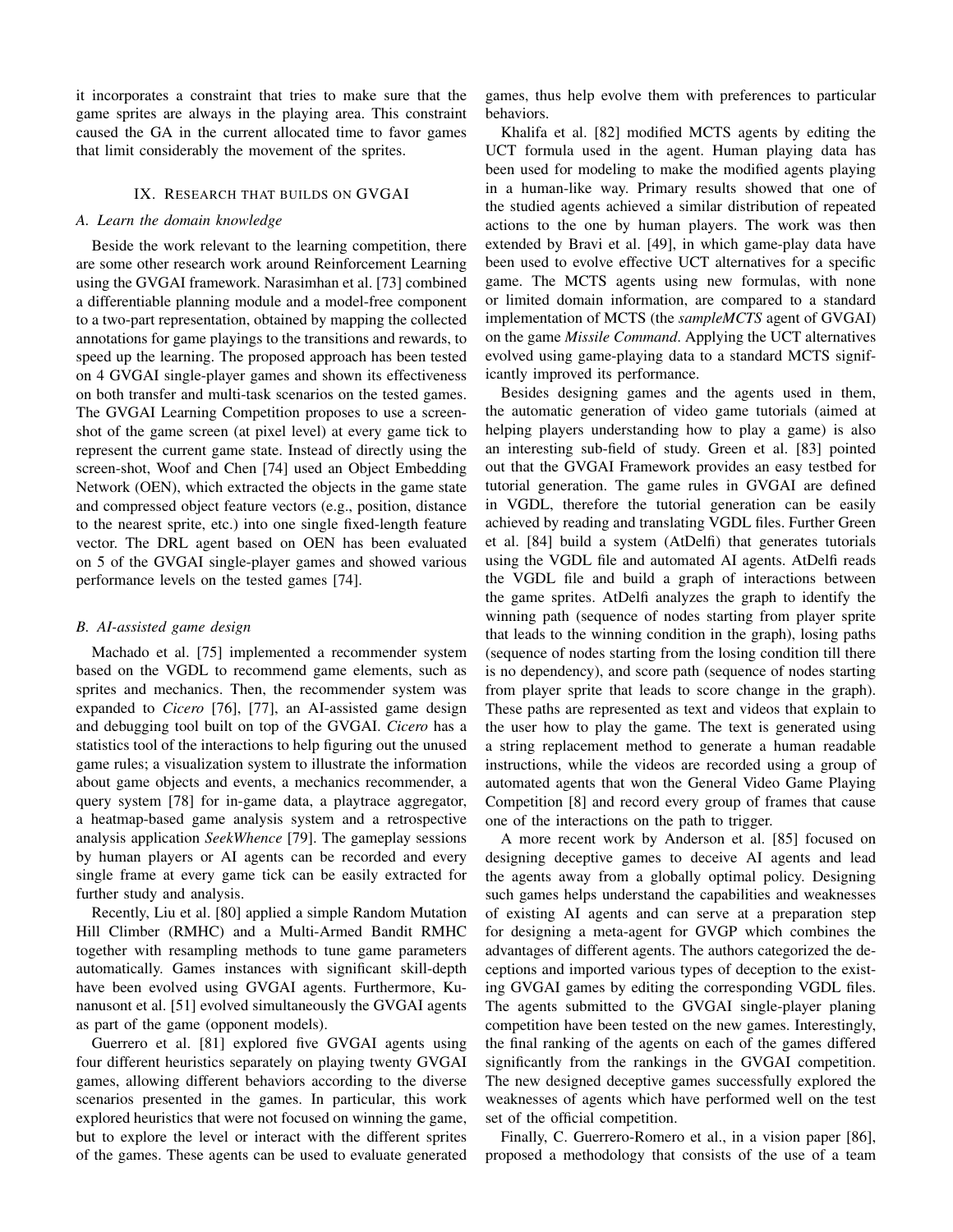it incorporates a constraint that tries to make sure that the game sprites are always in the playing area. This constraint caused the GA in the current allocated time to favor games that limit considerably the movement of the sprites.

## IX. Research that builds on GVGAI

### A. Learn the domain knowledge

Beside the work relevant to the learning competition, there are some other research work around Reinforcement Learning using the GVGAI framework. Narasimhan et al. [73] combined a differentiable planning module and a model-free component to a two-part representation, obtained by mapping the collected annotations for game playings to the transitions and rewards, to speed up the learning. The proposed approach has been tested on 4 GVGAI single-player games and shown its effectiveness on both transfer and multi-task scenarios on the tested games. The GVGAI Learning Competition proposes to use a screen-shot of the game screen (at pixel level) at every game tick to represent the current game state. Instead of directly using the screen-shot, Woof and Chen [74] used an Object Embedding Network (OEN), which extracted the objects in the game state and compressed object feature vectors (e.g., position, distance to the nearest sprite, etc.) into one single fixed-length feature vector. The DRL agent based on OEN has been evaluated on 5 of the GVGAI single-player games and showed various performance levels on the tested games [74].

### B. AI-assisted game design

Machado et al. [75] implemented a recommender system based on the VGDL to recommend game elements, such as sprites and mechanics. Then, the recommender system was expanded to *Cicero* [76], [77], an AI-assisted game design and debugging tool built on top of the GVGAI. *Cicero* has a statistics tool of the interactions to help figuring out the unused game rules; a visualization system to illustrate the information about game objects and events, a mechanics recommender, a query system [78] for in-game data, a playtrace aggregator, a heatmap-based game analysis system and a retrospective analysis application *SeekWhence* [79]. The gameplay sessions by human players or AI agents can be recorded and every single frame at every game tick can be easily extracted for further study and analysis.

Recently, Liu et al. [80] applied a simple Random Mutation Hill Climber (RMHC) and a Multi-Armed Bandit RMHC together with resampling methods to tune game parameters automatically. Games instances with significant skill-depth have been evolved using GVGAI agents. Furthermore, Kunanusont et al. [51] evolved simultaneously the GVGAI agents as part of the game (opponent models).

Guerrero et al. [81] explored five GVGAI agents using four different heuristics separately on playing twenty GVGAI games, allowing different behaviors according to the diverse scenarios presented in the games. In particular, this work explored heuristics that were not focused on winning the game, but to explore the level or interact with the different sprites of the games. These agents can be used to evaluate generated games, thus help evolve them with preferences to particular behaviors.

Khalifa et al. [82] modified MCTS agents by editing the UCT formula used in the agent. Human playing data has been used for modeling to make the modified agents playing in a human-like way. Primary results showed that one of the studied agents achieved a similar distribution of repeated actions to the one by human players. The work was then extended by Bravi et al. [49], in which game-play data have been used to evolve effective UCT alternatives for a specific game. The MCTS agents using new formulas, with none or limited domain information, are compared to a standard implementation of MCTS (the *sampleMCTS* agent of GVGAI) on the game *Missile Command*. Applying the UCT alternatives evolved using game-playing data to a standard MCTS significantly improved its performance.

Besides designing games and the agents used in them, the automatic generation of video game tutorials (aimed at helping players understanding how to play a game) is also an interesting sub-field of study. Green et al. [83] pointed out that the GVGAI Framework provides an easy testbed for tutorial generation. The game rules in GVGAI are defined in VGDL, therefore the tutorial generation can be easily achieved by reading and translating VGDL files. Further Green et al. [84] build a system (AtDelfi) that generates tutorials using the VGDL file and automated AI agents. AtDelfi reads the VGDL file and build a graph of interactions between the game sprites. AtDelfi analyzes the graph to identify the winning path (sequence of nodes starting from player sprite that leads to the winning condition in the graph), losing paths (sequence of nodes starting from the losing condition till there is no dependency), and score path (sequence of nodes starting from player sprite that leads to score change in the graph). These paths are represented as text and videos that explain to the user how to play the game. The text is generated using a string replacement method to generate a human readable instructions, while the videos are recorded using a group of automated agents that won the General Video Game Playing Competition [8] and record every group of frames that cause one of the interactions on the path to trigger.

A more recent work by Anderson et al. [85] focused on designing deceptive games to deceive AI agents and lead the agents away from a globally optimal policy. Designing such games helps understand the capabilities and weaknesses of existing AI agents and can serve at a preparation step for designing a meta-agent for GVGP which combines the advantages of different agents. The authors categorized the deceptions and imported various types of deception to the existing GVGAI games by editing the corresponding VGDL files. The agents submitted to the GVGAI single-player planing competition have been tested on the new games. Interestingly, the final ranking of the agents on each of the games differed significantly from the rankings in the GVGAI competition. The new designed deceptive games successfully explored the weaknesses of agents which have performed well on the test set of the official competition.

Finally, C. Guerrero-Romero et al., in a vision paper [86], proposed a methodology that consists of the use of a team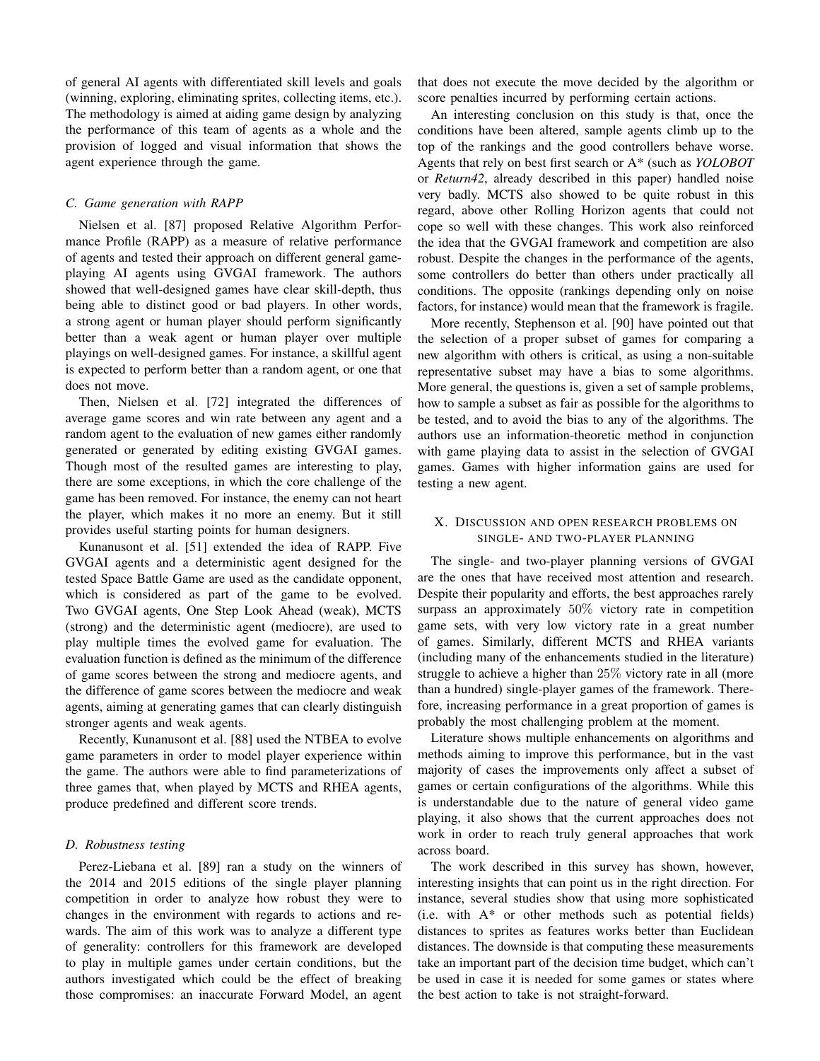of general AI agents with differentiated skill levels and goals (winning, exploring, eliminating sprites, collecting items, etc.). The methodology is aimed at aiding game design by analyzing the performance of this team of agents as a whole and the provision of logged and visual information that shows the agent experience through the game.

### C. Game generation with RAPP

Nielsen et al. [87] proposed Relative Algorithm Performance Profile (RAPP) as a measure of relative performance of agents and tested their approach on different general game-playing AI agents using GVGAI framework. The authors showed that well-designed games have clear skill-depth, thus being able to distinct good or bad players. In other words, a strong agent or human player should perform significantly better than a weak agent or human player over multiple playings on well-designed games. For instance, a skillful agent is expected to perform better than a random agent, or one that does not move.

Then, Nielsen et al. [72] integrated the differences of average game scores and win rate between any agent and a random agent to the evaluation of new games either randomly generated or generated by editing existing GVGAI games. Though most of the resulted games are interesting to play, there are some exceptions, in which the core challenge of the game has been removed. For instance, the enemy can not heart the player, which makes it no more an enemy. But it still provides useful starting points for human designers.

Kunanusont et al. [51] extended the idea of RAPP. Five GVGAI agents and a deterministic agent designed for the tested Space Battle Game are used as the candidate opponent, which is considered as part of the game to be evolved. Two GVGAI agents, One Step Look Ahead (weak), MCTS (strong) and the deterministic agent (mediocre), are used to play multiple times the evolved game for evaluation. The evaluation function is defined as the minimum of the difference of game scores between the strong and mediocre agents, and the difference of game scores between the mediocre and weak agents, aiming at generating games that can clearly distinguish stronger agents and weak agents.

Recently, Kunanusont et al. [88] used the NTBEA to evolve game parameters in order to model player experience within the game. The authors were able to find parameterizations of three games that, when played by MCTS and RHEA agents, produce predefined and different score trends.

### D. Robustness testing

Perez-Liebana et al. [89] ran a study on the winners of the 2014 and 2015 editions of the single player planning competition in order to analyze how robust they were to changes in the environment with regards to actions and rewards. The aim of this work was to analyze a different type of generality: controllers for this framework are developed to play in multiple games under certain conditions, but the authors investigated which could be the effect of breaking those compromises: an inaccurate Forward Model, an agent that does not execute the move decided by the algorithm or score penalties incurred by performing certain actions.

An interesting conclusion on this study is that, once the conditions have been altered, sample agents climb up to the top of the rankings and the good controllers behave worse. Agents that rely on best first search or A* (such as *YOLOBOT* or *Return42*, already described in this paper) handled noise very badly. MCTS also showed to be quite robust in this regard, above other Rolling Horizon agents that could not cope so well with these changes. This work also reinforced the idea that the GVGAI framework and competition are also robust. Despite the changes in the performance of the agents, some controllers do better than others under practically all conditions. The opposite (rankings depending only on noise factors, for instance) would mean that the framework is fragile.

More recently, Stephenson et al. [90] have pointed out that the selection of a proper subset of games for comparing a new algorithm with others is critical, as using a non-suitable representative subset may have a bias to some algorithms. More general, the questions is, given a set of sample problems, how to sample a subset as fair as possible for the algorithms to be tested, and to avoid the bias to any of the algorithms. The authors use an information-theoretic method in conjunction with game playing data to assist in the selection of GVGAI games. Games with higher information gains are used for testing a new agent.

## X. Discussion and open research problems on single- and two-player planning

The single- and two-player planning versions of GVGAI are the ones that have received most attention and research. Despite their popularity and efforts, the best approaches rarely surpass an approximately $50\%$ victory rate in competition game sets, with very low victory rate in a great number of games. Similarly, different MCTS and RHEA variants (including many of the enhancements studied in the literature) struggle to achieve a higher than $25\%$ victory rate in all (more than a hundred) single-player games of the framework. Therefore, increasing performance in a great proportion of games is probably the most challenging problem at the moment.

Literature shows multiple enhancements on algorithms and methods aiming to improve this performance, but in the vast majority of cases the improvements only affect a subset of games or certain configurations of the algorithms. While this is understandable due to the nature of general video game playing, it also shows that the current approaches does not work in order to reach truly general approaches that work across board.

The work described in this survey has shown, however, interesting insights that can point us in the right direction. For instance, several studies show that using more sophisticated (i.e. with A* or other methods such as potential fields) distances to sprites as features works better than Euclidean distances. The downside is that computing these measurements take an important part of the decision time budget, which can't be used in case it is needed for some games or states where the best action to take is not straight-forward.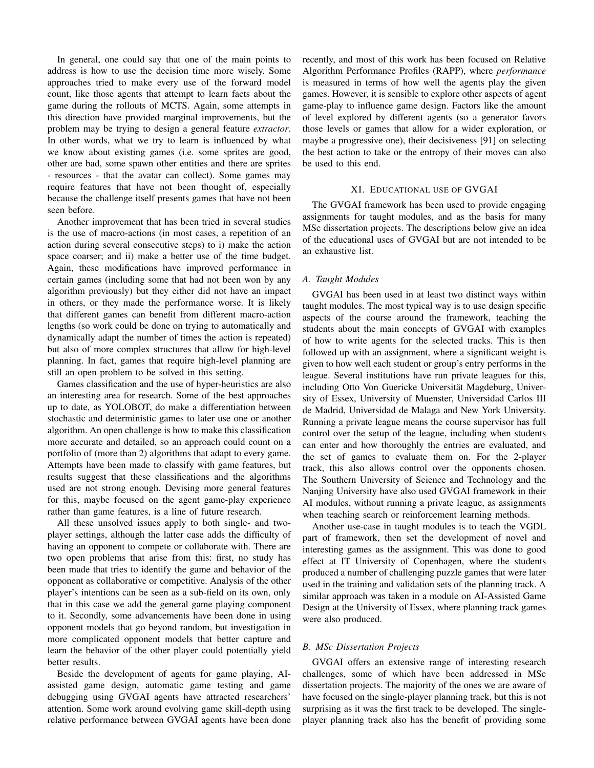In general, one could say that one of the main points to address is how to use the decision time more wisely. Some approaches tried to make every use of the forward model count, like those agents that attempt to learn facts about the game during the rollouts of MCTS. Again, some attempts in this direction have provided marginal improvements, but the problem may be trying to design a general feature *extractor*. In other words, what we try to learn is influenced by what we know about existing games (i.e. some sprites are good, other are bad, some spawn other entities and there are sprites - resources - that the avatar can collect). Some games may require features that have not been thought of, especially because the challenge itself presents games that have not been seen before.

Another improvement that has been tried in several studies is the use of macro-actions (in most cases, a repetition of an action during several consecutive steps) to i) make the action space coarser; and ii) make a better use of the time budget. Again, these modifications have improved performance in certain games (including some that had not been won by any algorithm previously) but they either did not have an impact in others, or they made the performance worse. It is likely that different games can benefit from different macro-action lengths (so work could be done on trying to automatically and dynamically adapt the number of times the action is repeated) but also of more complex structures that allow for high-level planning. In fact, games that require high-level planning are still an open problem to be solved in this setting.

Games classification and the use of hyper-heuristics are also an interesting area for research. Some of the best approaches up to date, as YOLOBOT, do make a differentiation between stochastic and deterministic games to later use one or another algorithm. An open challenge is how to make this classification more accurate and detailed, so an approach could count on a portfolio of (more than 2) algorithms that adapt to every game. Attempts have been made to classify with game features, but results suggest that these classifications and the algorithms used are not strong enough. Devising more general features for this, maybe focused on the agent game-play experience rather than game features, is a line of future research.

All these unsolved issues apply to both single- and two-player settings, although the latter case adds the difficulty of having an opponent to compete or collaborate with. There are two open problems that arise from this: first, no study has been made that tries to identify the game and behavior of the opponent as collaborative or competitive. Analysis of the other player's intentions can be seen as a sub-field on its own, only that in this case we add the general game playing component to it. Secondly, some advancements have been done in using opponent models that go beyond random, but investigation in more complicated opponent models that better capture and learn the behavior of the other player could potentially yield better results.

Beside the development of agents for game playing, AI-assisted game design, automatic game testing and game debugging using GVGAI agents have attracted researchers' attention. Some work around evolving game skill-depth using relative performance between GVGAI agents have been done recently, and most of this work has been focused on Relative Algorithm Performance Profiles (RAPP), where *performance* is measured in terms of how well the agents play the given games. However, it is sensible to explore other aspects of agent game-play to influence game design. Factors like the amount of level explored by different agents (so a generator favors those levels or games that allow for a wider exploration, or maybe a progressive one), their decisiveness [91] on selecting the best action to take or the entropy of their moves can also be used to this end.

## XI. Educational use of GVGAI

The GVGAI framework has been used to provide engaging assignments for taught modules, and as the basis for many MSc dissertation projects. The descriptions below give an idea of the educational uses of GVGAI but are not intended to be an exhaustive list.

### A. Taught Modules

GVGAI has been used in at least two distinct ways within taught modules. The most typical way is to use design specific aspects of the course around the framework, teaching the students about the main concepts of GVGAI with examples of how to write agents for the selected tracks. This is then followed up with an assignment, where a significant weight is given to how well each student or group's entry performs in the league. Several institutions have run private leagues for this, including Otto Von Guericke Universität Magdeburg, University of Essex, University of Muenster, Universidad Carlos III de Madrid, Universidad de Malaga and New York University. Running a private league means the course supervisor has full control over the setup of the league, including when students can enter and how thoroughly the entries are evaluated, and the set of games to evaluate them on. For the 2-player track, this also allows control over the opponents chosen. The Southern University of Science and Technology and the Nanjing University have also used GVGAI framework in their AI modules, without running a private league, as assignments when teaching search or reinforcement learning methods.

Another use-case in taught modules is to teach the VGDL part of framework, then set the development of novel and interesting games as the assignment. This was done to good effect at IT University of Copenhagen, where the students produced a number of challenging puzzle games that were later used in the training and validation sets of the planning track. A similar approach was taken in a module on AI-Assisted Game Design at the University of Essex, where planning track games were also produced.

### B. MSc Dissertation Projects

GVGAI offers an extensive range of interesting research challenges, some of which have been addressed in MSc dissertation projects. The majority of the ones we are aware of have focused on the single-player planning track, but this is not surprising as it was the first track to be developed. The single-player planning track also has the benefit of providing some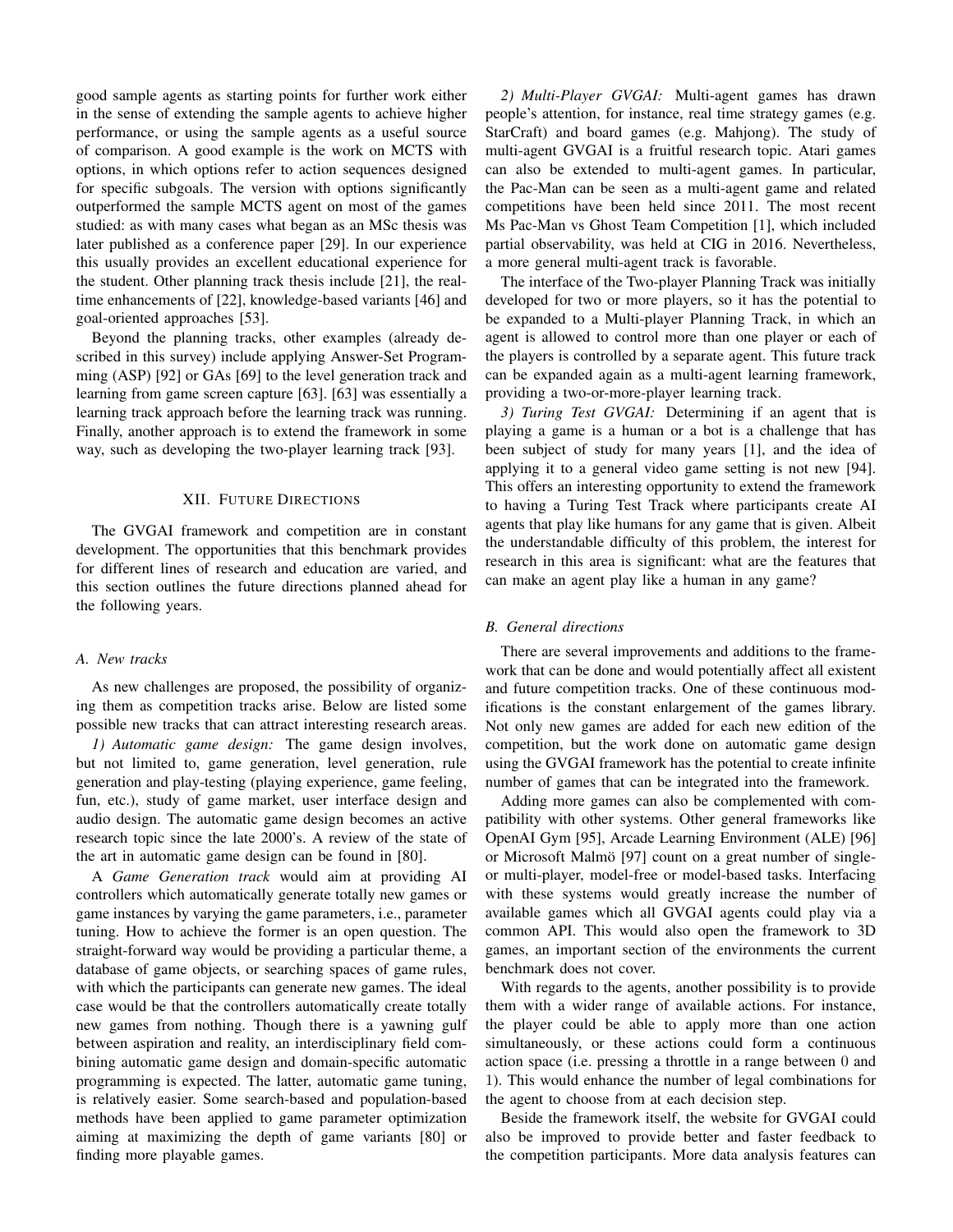good sample agents as starting points for further work either in the sense of extending the sample agents to achieve higher performance, or using the sample agents as a useful source of comparison. A good example is the work on MCTS with options, in which options refer to action sequences designed for specific subgoals. The version with options significantly outperformed the sample MCTS agent on most of the games studied: as with many cases what began as an MSc thesis was later published as a conference paper [29]. In our experience this usually provides an excellent educational experience for the student. Other planning track thesis include [21], the real-time enhancements of [22], knowledge-based variants [46] and goal-oriented approaches [53].

Beyond the planning tracks, other examples (already described in this survey) include applying Answer-Set Programming (ASP) [92] or GAs [69] to the level generation track and learning from game screen capture [63]. [63] was essentially a learning track approach before the learning track was running. Finally, another approach is to extend the framework in some way, such as developing the two-player learning track [93].

## XII. Future Directions

The GVGAI framework and competition are in constant development. The opportunities that this benchmark provides for different lines of research and education are varied, and this section outlines the future directions planned ahead for the following years.

### A. New tracks

As new challenges are proposed, the possibility of organizing them as competition tracks arise. Below are listed some possible new tracks that can attract interesting research areas.

*1) Automatic game design:* The game design involves, but not limited to, game generation, level generation, rule generation and play-testing (playing experience, game feeling, fun, etc.), study of game market, user interface design and audio design. The automatic game design becomes an active research topic since the late 2000's. A review of the state of the art in automatic game design can be found in [80].

A *Game Generation track* would aim at providing AI controllers which automatically generate totally new games or game instances by varying the game parameters, i.e., parameter tuning. How to achieve the former is an open question. The straight-forward way would be providing a particular theme, a database of game objects, or searching spaces of game rules, with which the participants can generate new games. The ideal case would be that the controllers automatically create totally new games from nothing. Though there is a yawning gulf between aspiration and reality, an interdisciplinary field combining automatic game design and domain-specific automatic programming is expected. The latter, automatic game tuning, is relatively easier. Some search-based and population-based methods have been applied to game parameter optimization aiming at maximizing the depth of game variants [80] or finding more playable games.

*2) Multi-Player GVGAI:* Multi-agent games has drawn people's attention, for instance, real time strategy games (e.g. StarCraft) and board games (e.g. Mahjong). The study of multi-agent GVGAI is a fruitful research topic. Atari games can also be extended to multi-agent games. In particular, the Pac-Man can be seen as a multi-agent game and related competitions have been held since 2011. The most recent Ms Pac-Man vs Ghost Team Competition [1], which included partial observability, was held at CIG in 2016. Nevertheless, a more general multi-agent track is favorable.

The interface of the Two-player Planning Track was initially developed for two or more players, so it has the potential to be expanded to a Multi-player Planning Track, in which an agent is allowed to control more than one player or each of the players is controlled by a separate agent. This future track can be expanded again as a multi-agent learning framework, providing a two-or-more-player learning track.

*3) Turing Test GVGAI:* Determining if an agent that is playing a game is a human or a bot is a challenge that has been subject of study for many years [1], and the idea of applying it to a general video game setting is not new [94]. This offers an interesting opportunity to extend the framework to having a Turing Test Track where participants create AI agents that play like humans for any game that is given. Albeit the understandable difficulty of this problem, the interest for research in this area is significant: what are the features that can make an agent play like a human in any game?

### B. General directions

There are several improvements and additions to the framework that can be done and would potentially affect all existent and future competition tracks. One of these continuous modifications is the constant enlargement of the games library. Not only new games are added for each new edition of the competition, but the work done on automatic game design using the GVGAI framework has the potential to create infinite number of games that can be integrated into the framework.

Adding more games can also be complemented with compatibility with other systems. Other general frameworks like OpenAI Gym [95], Arcade Learning Environment (ALE) [96] or Microsoft Malmö [97] count on a great number of single- or multi-player, model-free or model-based tasks. Interfacing with these systems would greatly increase the number of available games which all GVGAI agents could play via a common API. This would also open the framework to 3D games, an important section of the environments the current benchmark does not cover.

With regards to the agents, another possibility is to provide them with a wider range of available actions. For instance, the player could be able to apply more than one action simultaneously, or these actions could form a continuous action space (i.e. pressing a throttle in a range between 0 and 1). This would enhance the number of legal combinations for the agent to choose from at each decision step.

Beside the framework itself, the website for GVGAI could also be improved to provide better and faster feedback to the competition participants. More data analysis features can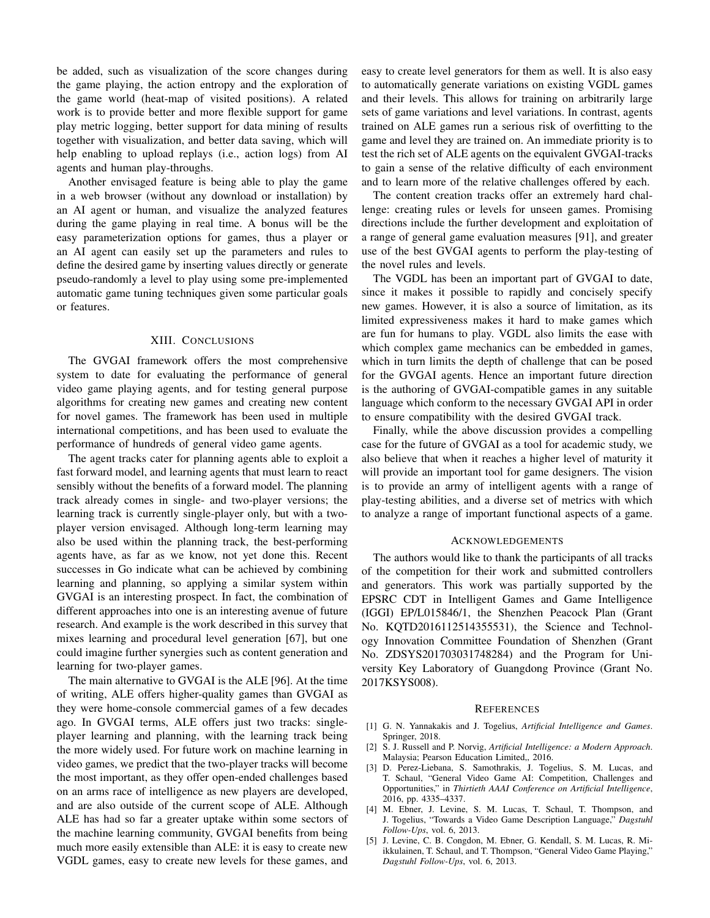be added, such as visualization of the score changes during the game playing, the action entropy and the exploration of the game world (heat-map of visited positions). A related work is to provide better and more flexible support for game play metric logging, better support for data mining of results together with visualization, and better data saving, which will help enabling to upload replays (i.e., action logs) from AI agents and human play-throughs.

Another envisaged feature is being able to play the game in a web browser (without any download or installation) by an AI agent or human, and visualize the analyzed features during the game playing in real time. A bonus will be the easy parameterization options for games, thus a player or an AI agent can easily set up the parameters and rules to define the desired game by inserting values directly or generate pseudo-randomly a level to play using some pre-implemented automatic game tuning techniques given some particular goals or features.

## XIII. Conclusions

The GVGAI framework offers the most comprehensive system to date for evaluating the performance of general video game playing agents, and for testing general purpose algorithms for creating new games and creating new content for novel games. The framework has been used in multiple international competitions, and has been used to evaluate the performance of hundreds of general video game agents.

The agent tracks cater for planning agents able to exploit a fast forward model, and learning agents that must learn to react sensibly without the benefits of a forward model. The planning track already comes in single- and two-player versions; the learning track is currently single-player only, but with a two-player version envisaged. Although long-term learning may also be used within the planning track, the best-performing agents have, as far as we know, not yet done this. Recent successes in Go indicate what can be achieved by combining learning and planning, so applying a similar system within GVGAI is an interesting prospect. In fact, the combination of different approaches into one is an interesting avenue of future research. And example is the work described in this survey that mixes learning and procedural level generation [67], but one could imagine further synergies such as content generation and learning for two-player games.

The main alternative to GVGAI is the ALE [96]. At the time of writing, ALE offers higher-quality games than GVGAI as they were home-console commercial games of a few decades ago. In GVGAI terms, ALE offers just two tracks: single-player learning and planning, with the learning track being the more widely used. For future work on machine learning in video games, we predict that the two-player tracks will become the most important, as they offer open-ended challenges based on an arms race of intelligence as new players are developed, and are also outside of the current scope of ALE. Although ALE has had so far a greater uptake within some sectors of the machine learning community, GVGAI benefits from being much more easily extensible than ALE: it is easy to create new VGDL games, easy to create new levels for these games, and easy to create level generators for them as well. It is also easy to automatically generate variations on existing VGDL games and their levels. This allows for training on arbitrarily large sets of game variations and level variations. In contrast, agents trained on ALE games run a serious risk of overfitting to the game and level they are trained on. An immediate priority is to test the rich set of ALE agents on the equivalent GVGAI-tracks to gain a sense of the relative difficulty of each environment and to learn more of the relative challenges offered by each.

The content creation tracks offer an extremely hard challenge: creating rules or levels for unseen games. Promising directions include the further development and exploitation of a range of general game evaluation measures [91], and greater use of the best GVGAI agents to perform the play-testing of the novel rules and levels.

The VGDL has been an important part of GVGAI to date, since it makes it possible to rapidly and concisely specify new games. However, it is also a source of limitation, as its limited expressiveness makes it hard to make games which are fun for humans to play. VGDL also limits the ease with which complex game mechanics can be embedded in games, which in turn limits the depth of challenge that can be posed for the GVGAI agents. Hence an important future direction is the authoring of GVGAI-compatible games in any suitable language which conform to the necessary GVGAI API in order to ensure compatibility with the desired GVGAI track.

Finally, while the above discussion provides a compelling case for the future of GVGAI as a tool for academic study, we also believe that when it reaches a higher level of maturity it will provide an important tool for game designers. The vision is to provide an army of intelligent agents with a range of play-testing abilities, and a diverse set of metrics with which to analyze a range of important functional aspects of a game.

## Acknowledgements

The authors would like to thank the participants of all tracks of the competition for their work and submitted controllers and generators. This work was partially supported by the EPSRC CDT in Intelligent Games and Game Intelligence (IGGI) EP/L015846/1, the Shenzhen Peacock Plan (Grant No. KQTD2016112514355531), the Science and Technology Innovation Committee Foundation of Shenzhen (Grant No. ZDSYS201703031748284) and the Program for University Key Laboratory of Guangdong Province (Grant No. 2017KSYS008).

## References

[1] G. N. Yannakakis and J. Togelius, *Artificial Intelligence and Games*. Springer, 2018.

[2] S. J. Russell and P. Norvig, *Artificial Intelligence: a Modern Approach*. Malaysia; Pearson Education Limited,, 2016.

[3] D. Perez-Liebana, S. Samothrakis, J. Togelius, S. M. Lucas, and T. Schaul, "General Video Game AI: Competition, Challenges and Opportunities," in *Thirtieth AAAI Conference on Artificial Intelligence*, 2016, pp. 4335–4337.

[4] M. Ebner, J. Levine, S. M. Lucas, T. Schaul, T. Thompson, and J. Togelius, "Towards a Video Game Description Language," *Dagstuhl Follow-Ups*, vol. 6, 2013.

[5] J. Levine, C. B. Congdon, M. Ebner, G. Kendall, S. M. Lucas, R. Miikkulainen, T. Schaul, and T. Thompson, "General Video Game Playing," *Dagstuhl Follow-Ups*, vol. 6, 2013.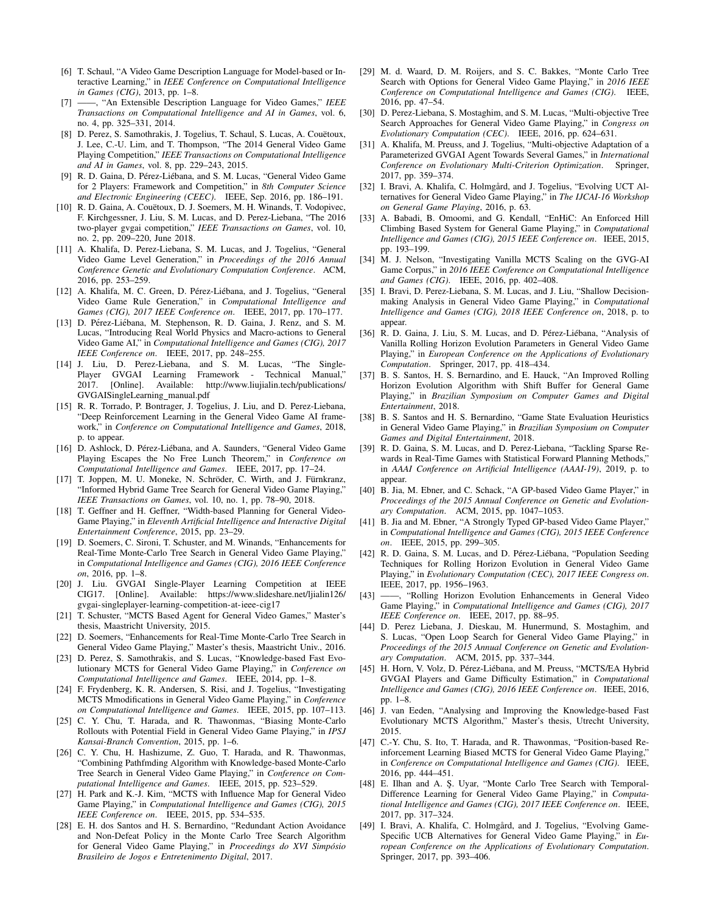[6] T. Schaul, "A Video Game Description Language for Model-based or Interactive Learning," in *IEEE Conference on Computational Intelligence in Games (CIG)*, 2013, pp. 1–8.

[7] ——, "An Extensible Description Language for Video Games," *IEEE Transactions on Computational Intelligence and AI in Games*, vol. 6, no. 4, pp. 325–331, 2014.

[8] D. Perez, S. Samothrakis, J. Togelius, T. Schaul, S. Lucas, A. Couëtoux, J. Lee, C.-U. Lim, and T. Thompson, "The 2014 General Video Game Playing Competition," *IEEE Transactions on Computational Intelligence and AI in Games*, vol. 8, pp. 229–243, 2015.

[9] R. D. Gaina, D. Pérez-Liébana, and S. M. Lucas, "General Video Game for 2 Players: Framework and Competition," in *8th Computer Science and Electronic Engineering (CEEC)*. IEEE, Sep. 2016, pp. 186–191.

[10] R. D. Gaina, A. Couëtoux, D. J. Soemers, M. H. Winands, T. Vodopivec, F. Kirchgessner, J. Liu, S. M. Lucas, and D. Perez-Liebana, "The 2016 two-player gvgai competition," *IEEE Transactions on Games*, vol. 10, no. 2, pp. 209–220, June 2018.

[11] A. Khalifa, D. Perez-Liebana, S. M. Lucas, and J. Togelius, "General Video Game Level Generation," in *Proceedings of the 2016 Annual Conference Genetic and Evolutionary Computation Conference*. ACM, 2016, pp. 253–259.

[12] A. Khalifa, M. C. Green, D. Pérez-Liébana, and J. Togelius, "General Video Game Rule Generation," in *Computational Intelligence and Games (CIG), 2017 IEEE Conference on*. IEEE, 2017, pp. 170–177.

[13] D. Pérez-Liébana, M. Stephenson, R. D. Gaina, J. Renz, and S. M. Lucas, "Introducing Real World Physics and Macro-actions to General Video Game AI," in *Computational Intelligence and Games (CIG), 2017 IEEE Conference on*. IEEE, 2017, pp. 248–255.

[14] J. Liu, D. Perez-Liebana, and S. M. Lucas, "The Single-Player GVGAI Learning Framework - Technical Manual," 2017. [Online]. Available: http://www.liujialin.tech/publications/GVGAISingleLearning_manual.pdf

[15] R. R. Torrado, P. Bontrager, J. Togelius, J. Liu, and D. Perez-Liebana, "Deep Reinforcement Learning in the General Video Game AI framework," in *Conference on Computational Intelligence and Games*, 2018, p. to appear.

[16] D. Ashlock, D. Pérez-Liébana, and A. Saunders, "General Video Game Playing Escapes the No Free Lunch Theorem," in *Conference on Computational Intelligence and Games*. IEEE, 2017, pp. 17–24.

[17] T. Joppen, M. U. Moneke, N. Schröder, C. Wirth, and J. Fürnkranz, "Informed Hybrid Game Tree Search for General Video Game Playing," *IEEE Transactions on Games*, vol. 10, no. 1, pp. 78–90, 2018.

[18] T. Geffner and H. Geffner, "Width-based Planning for General Video-Game Playing," in *Eleventh Artificial Intelligence and Interactive Digital Entertainment Conference*, 2015, pp. 23–29.

[19] D. Soemers, C. Sironi, T. Schuster, and M. Winands, "Enhancements for Real-Time Monte-Carlo Tree Search in General Video Game Playing," in *Computational Intelligence and Games (CIG), 2016 IEEE Conference on*, 2016, pp. 1–8.

[20] J. Liu. GVGAI Single-Player Learning Competition at IEEE CIG17. [Online]. Available: https://www.slideshare.net/ljialin126/gvgai-singleplayer-learning-competition-at-ieee-cig17

[21] T. Schuster, "MCTS Based Agent for General Video Games," Master's thesis, Maastricht University, 2015.

[22] D. Soemers, "Enhancements for Real-Time Monte-Carlo Tree Search in General Video Game Playing," Master's thesis, Maastricht Univ., 2016.

[23] D. Perez, S. Samothrakis, and S. Lucas, "Knowledge-based Fast Evolutionary MCTS for General Video Game Playing," in *Conference on Computational Intelligence and Games*. IEEE, 2014, pp. 1–8.

[24] F. Frydenberg, K. R. Andersen, S. Risi, and J. Togelius, "Investigating MCTS Mmodifications in General Video Game Playing," in *Conference on Computational Intelligence and Games*. IEEE, 2015, pp. 107–113.

[25] C. Y. Chu, T. Harada, and R. Thawonmas, "Biasing Monte-Carlo Rollouts with Potential Field in General Video Game Playing," in *IPSJ Kansai-Branch Convention*, 2015, pp. 1–6.

[26] C. Y. Chu, H. Hashizume, Z. Guo, T. Harada, and R. Thawonmas, "Combining Pathfmding Algorithm with Knowledge-based Monte-Carlo Tree Search in General Video Game Playing," in *Conference on Computational Intelligence and Games*. IEEE, 2015, pp. 523–529.

[27] H. Park and K.-J. Kim, "MCTS with Influence Map for General Video Game Playing," in *Computational Intelligence and Games (CIG), 2015 IEEE Conference on*. IEEE, 2015, pp. 534–535.

[28] E. H. dos Santos and H. S. Bernardino, "Redundant Action Avoidance and Non-Defeat Policy in the Monte Carlo Tree Search Algorithm for General Video Game Playing," in *Proceedings do XVI Simpósio Brasileiro de Jogos e Entretenimento Digital*, 2017.

[29] M. d. Waard, D. M. Roijers, and S. C. Bakkes, "Monte Carlo Tree Search with Options for General Video Game Playing," in *2016 IEEE Conference on Computational Intelligence and Games (CIG)*. IEEE, 2016, pp. 47–54.

[30] D. Perez-Liebana, S. Mostaghim, and S. M. Lucas, "Multi-objective Tree Search Approaches for General Video Game Playing," in *Congress on Evolutionary Computation (CEC)*. IEEE, 2016, pp. 624–631.

[31] A. Khalifa, M. Preuss, and J. Togelius, "Multi-objective Adaptation of a Parameterized GVGAI Agent Towards Several Games," in *International Conference on Evolutionary Multi-Criterion Optimization*. Springer, 2017, pp. 359–374.

[32] I. Bravi, A. Khalifa, C. Holmgård, and J. Togelius, "Evolving UCT Alternatives for General Video Game Playing," in *The IJCAI-16 Workshop on General Game Playing*, 2016, p. 63.

[33] A. Babadi, B. Omoomi, and G. Kendall, "EnHiC: An Enforced Hill Climbing Based System for General Game Playing," in *Computational Intelligence and Games (CIG), 2015 IEEE Conference on*. IEEE, 2015, pp. 193–199.

[34] M. J. Nelson, "Investigating Vanilla MCTS Scaling on the GVG-AI Game Corpus," in *2016 IEEE Conference on Computational Intelligence and Games (CIG)*. IEEE, 2016, pp. 402–408.

[35] I. Bravi, D. Perez-Liebana, S. M. Lucas, and J. Liu, "Shallow Decision-making Analysis in General Video Game Playing," in *Computational Intelligence and Games (CIG), 2018 IEEE Conference on*, 2018, p. to appear.

[36] R. D. Gaina, J. Liu, S. M. Lucas, and D. Pérez-Liébana, "Analysis of Vanilla Rolling Horizon Evolution Parameters in General Video Game Playing," in *European Conference on the Applications of Evolutionary Computation*. Springer, 2017, pp. 418–434.

[37] B. S. Santos, H. S. Bernardino, and E. Hauck, "An Improved Rolling Horizon Evolution Algorithm with Shift Buffer for General Game Playing," in *Brazilian Symposium on Computer Games and Digital Entertainment*, 2018.

[38] B. S. Santos and H. S. Bernardino, "Game State Evaluation Heuristics in General Video Game Playing," in *Brazilian Symposium on Computer Games and Digital Entertainment*, 2018.

[39] R. D. Gaina, S. M. Lucas, and D. Perez-Liebana, "Tackling Sparse Rewards in Real-Time Games with Statistical Forward Planning Methods," in *AAAI Conference on Artificial Intelligence (AAAI-19)*, 2019, p. to appear.

[40] B. Jia, M. Ebner, and C. Schack, "A GP-based Video Game Player," in *Proceedings of the 2015 Annual Conference on Genetic and Evolutionary Computation*. ACM, 2015, pp. 1047–1053.

[41] B. Jia and M. Ebner, "A Strongly Typed GP-based Video Game Player," in *Computational Intelligence and Games (CIG), 2015 IEEE Conference on*. IEEE, 2015, pp. 299–305.

[42] R. D. Gaina, S. M. Lucas, and D. Pérez-Liébana, "Population Seeding Techniques for Rolling Horizon Evolution in General Video Game Playing," in *Evolutionary Computation (CEC), 2017 IEEE Congress on*. IEEE, 2017, pp. 1956–1963.

[43] ——, "Rolling Horizon Evolution Enhancements in General Video Game Playing," in *Computational Intelligence and Games (CIG), 2017 IEEE Conference on*. IEEE, 2017, pp. 88–95.

[44] D. Perez Liebana, J. Dieskau, M. Hunermund, S. Mostaghim, and S. Lucas, "Open Loop Search for General Video Game Playing," in *Proceedings of the 2015 Annual Conference on Genetic and Evolutionary Computation*. ACM, 2015, pp. 337–344.

[45] H. Horn, V. Volz, D. Pérez-Liébana, and M. Preuss, "MCTS/EA Hybrid GVGAI Players and Game Difficulty Estimation," in *Computational Intelligence and Games (CIG), 2016 IEEE Conference on*. IEEE, 2016, pp. 1–8.

[46] J. van Eeden, "Analysing and Improving the Knowledge-based Fast Evolutionary MCTS Algorithm," Master's thesis, Utrecht University, 2015.

[47] C.-Y. Chu, S. Ito, T. Harada, and R. Thawonmas, "Position-based Reinforcement Learning Biased MCTS for General Video Game Playing," in *Conference on Computational Intelligence and Games (CIG)*. IEEE, 2016, pp. 444–451.

[48] E. Ilhan and A. Ş. Uyar, "Monte Carlo Tree Search with Temporal-Difference Learning for General Video Game Playing," in *Computational Intelligence and Games (CIG), 2017 IEEE Conference on*. IEEE, 2017, pp. 317–324.

[49] I. Bravi, A. Khalifa, C. Holmgård, and J. Togelius, "Evolving Game-Specific UCB Alternatives for General Video Game Playing," in *European Conference on the Applications of Evolutionary Computation*. Springer, 2017, pp. 393–406.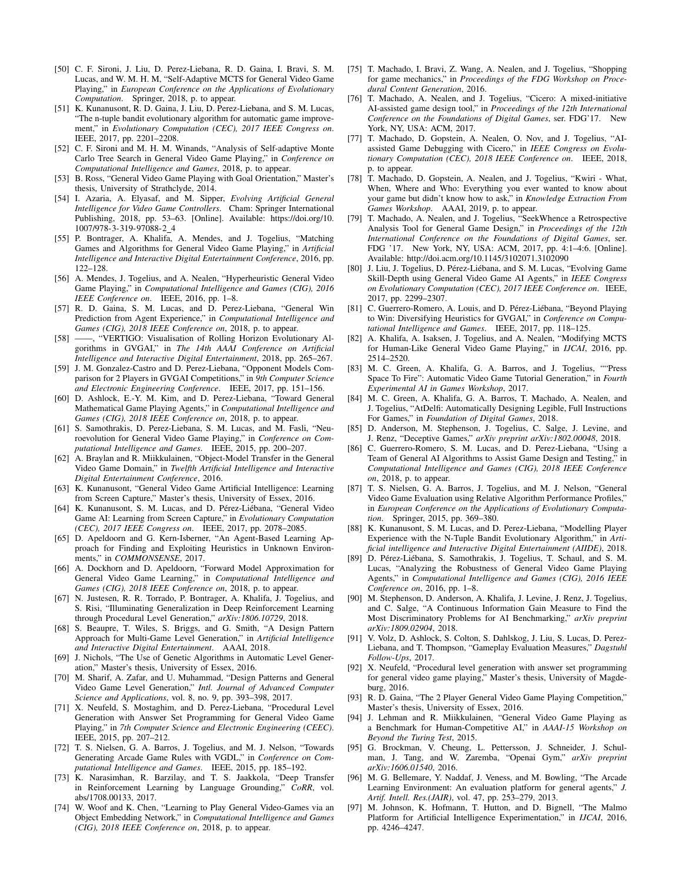[50] C. F. Sironi, J. Liu, D. Perez-Liebana, R. D. Gaina, I. Bravi, S. M. Lucas, and W. M. H. M, "Self-Adaptive MCTS for General Video Game Playing," in *European Conference on the Applications of Evolutionary Computation*. Springer, 2018, p. to appear.

[51] K. Kunanusont, R. D. Gaina, J. Liu, D. Perez-Liebana, and S. M. Lucas, "The n-tuple bandit evolutionary algorithm for automatic game improvement," in *Evolutionary Computation (CEC), 2017 IEEE Congress on*. IEEE, 2017, pp. 2201–2208.

[52] C. F. Sironi and M. H. M. Winands, "Analysis of Self-adaptive Monte Carlo Tree Search in General Video Game Playing," in *Conference on Computational Intelligence and Games*, 2018, p. to appear.

[53] B. Ross, "General Video Game Playing with Goal Orientation," Master's thesis, University of Strathclyde, 2014.

[54] I. Azaria, A. Elyasaf, and M. Sipper, *Evolving Artificial General Intelligence for Video Game Controllers*. Cham: Springer International Publishing, 2018, pp. 53–63. [Online]. Available: https://doi.org/10.1007/978-3-319-97088-2_4

[55] P. Bontrager, A. Khalifa, A. Mendes, and J. Togelius, "Matching Games and Algorithms for General Video Game Playing," in *Artificial Intelligence and Interactive Digital Entertainment Conference*, 2016, pp. 122–128.

[56] A. Mendes, J. Togelius, and A. Nealen, "Hyperheuristic General Video Game Playing," in *Computational Intelligence and Games (CIG), 2016 IEEE Conference on*. IEEE, 2016, pp. 1–8.

[57] R. D. Gaina, S. M. Lucas, and D. Perez-Liebana, "General Win Prediction from Agent Experience," in *Computational Intelligence and Games (CIG), 2018 IEEE Conference on*, 2018, p. to appear.

[58] ——, "VERTIGO: Visualisation of Rolling Horizon Evolutionary Algorithms in GVGAI," in *The 14th AAAI Conference on Artificial Intelligence and Interactive Digital Entertainment*, 2018, pp. 265–267.

[59] J. M. Gonzalez-Castro and D. Perez-Liebana, "Opponent Models Comparison for 2 Players in GVGAI Competitions," in *9th Computer Science and Electronic Engineering Conference*. IEEE, 2017, pp. 151–156.

[60] D. Ashlock, E.-Y. M. Kim, and D. Perez-Liebana, "Toward General Mathematical Game Playing Agents," in *Computational Intelligence and Games (CIG), 2018 IEEE Conference on*, 2018, p. to appear.

[61] S. Samothrakis, D. Perez-Liebana, S. M. Lucas, and M. Fasli, "Neuroevolution for General Video Game Playing," in *Conference on Computational Intelligence and Games*. IEEE, 2015, pp. 200–207.

[62] A. Braylan and R. Miikkulainen, "Object-Model Transfer in the General Video Game Domain," in *Twelfth Artificial Intelligence and Interactive Digital Entertainment Conference*, 2016.

[63] K. Kunanusont, "General Video Game Artificial Intelligence: Learning from Screen Capture," Master's thesis, University of Essex, 2016.

[64] K. Kunanusont, S. M. Lucas, and D. Pérez-Liébana, "General Video Game AI: Learning from Screen Capture," in *Evolutionary Computation (CEC), 2017 IEEE Congress on*. IEEE, 2017, pp. 2078–2085.

[65] D. Apeldoorn and G. Kern-Isberner, "An Agent-Based Learning Approach for Finding and Exploiting Heuristics in Unknown Environments," in *COMMONSENSE*, 2017.

[66] A. Dockhorn and D. Apeldoorn, "Forward Model Approximation for General Video Game Learning," in *Computational Intelligence and Games (CIG), 2018 IEEE Conference on*, 2018, p. to appear.

[67] N. Justesen, R. R. Torrado, P. Bontrager, A. Khalifa, J. Togelius, and S. Risi, "Illuminating Generalization in Deep Reinforcement Learning through Procedural Level Generation," *arXiv:1806.10729*, 2018.

[68] S. Beaupre, T. Wiles, S. Briggs, and G. Smith, "A Design Pattern Approach for Multi-Game Level Generation," in *Artificial Intelligence and Interactive Digital Entertainment*. AAAI, 2018.

[69] J. Nichols, "The Use of Genetic Algorithms in Automatic Level Generation," Master's thesis, University of Essex, 2016.

[70] M. Sharif, A. Zafar, and U. Muhammad, "Design Patterns and General Video Game Level Generation," *Intl. Journal of Advanced Computer Science and Applications*, vol. 8, no. 9, pp. 393–398, 2017.

[71] X. Neufeld, S. Mostaghim, and D. Perez-Liebana, "Procedural Level Generation with Answer Set Programming for General Video Game Playing," in *7th Computer Science and Electronic Engineering (CEEC)*. IEEE, 2015, pp. 207–212.

[72] T. S. Nielsen, G. A. Barros, J. Togelius, and M. J. Nelson, "Towards Generating Arcade Game Rules with VGDL," in *Conference on Computational Intelligence and Games*. IEEE, 2015, pp. 185–192.

[73] K. Narasimhan, R. Barzilay, and T. S. Jaakkola, "Deep Transfer in Reinforcement Learning by Language Grounding," *CoRR*, vol. abs/1708.00133, 2017.

[74] W. Woof and K. Chen, "Learning to Play General Video-Games via an Object Embedding Network," in *Computational Intelligence and Games (CIG), 2018 IEEE Conference on*, 2018, p. to appear.

[75] T. Machado, I. Bravi, Z. Wang, A. Nealen, and J. Togelius, "Shopping for game mechanics," in *Proceedings of the FDG Workshop on Procedural Content Generation*, 2016.

[76] T. Machado, A. Nealen, and J. Togelius, "Cicero: A mixed-initiative AI-assisted game design tool," in *Proceedings of the 12th International Conference on the Foundations of Digital Games*, ser. FDG'17. New York, NY, USA: ACM, 2017.

[77] T. Machado, D. Gopstein, A. Nealen, O. Nov, and J. Togelius, "AI-assisted Game Debugging with Cicero," in *IEEE Congress on Evolutionary Computation (CEC), 2018 IEEE Conference on*. IEEE, 2018, p. to appear.

[78] T. Machado, D. Gopstein, A. Nealen, and J. Togelius, "Kwiri - What, When, Where and Who: Everything you ever wanted to know about your game but didn't know how to ask," in *Knowledge Extraction From Games Workshop*. AAAI, 2019, p. to appear.

[79] T. Machado, A. Nealen, and J. Togelius, "SeekWhence a Retrospective Analysis Tool for General Game Design," in *Proceedings of the 12th International Conference on the Foundations of Digital Games*, ser. FDG '17. New York, NY, USA: ACM, 2017, pp. 4:1–4:6. [Online]. Available: http://doi.acm.org/10.1145/3102071.3102090

[80] J. Liu, J. Togelius, D. Pérez-Liébana, and S. M. Lucas, "Evolving Game Skill-Depth using General Video Game AI Agents," in *IEEE Congress on Evolutionary Computation (CEC), 2017 IEEE Conference on*. IEEE, 2017, pp. 2299–2307.

[81] C. Guerrero-Romero, A. Louis, and D. Pérez-Liébana, "Beyond Playing to Win: Diversifying Heuristics for GVGAI," in *Conference on Computational Intelligence and Games*. IEEE, 2017, pp. 118–125.

[82] A. Khalifa, A. Isaksen, J. Togelius, and A. Nealen, "Modifying MCTS for Human-Like General Video Game Playing," in *IJCAI*, 2016, pp. 2514–2520.

[83] M. C. Green, A. Khalifa, G. A. Barros, and J. Togelius, ""Press Space To Fire": Automatic Video Game Tutorial Generation," in *Fourth Experimental AI in Games Workshop*, 2017.

[84] M. C. Green, A. Khalifa, G. A. Barros, T. Machado, A. Nealen, and J. Togelius, "AtDelfi: Automatically Designing Legible, Full Instructions For Games," in *Foundation of Digital Games*, 2018.

[85] D. Anderson, M. Stephenson, J. Togelius, C. Salge, J. Levine, and J. Renz, "Deceptive Games," *arXiv preprint arXiv:1802.00048*, 2018.

[86] C. Guerrero-Romero, S. M. Lucas, and D. Perez-Liebana, "Using a Team of General AI Algorithms to Assist Game Design and Testing," in *Computational Intelligence and Games (CIG), 2018 IEEE Conference on*, 2018, p. to appear.

[87] T. S. Nielsen, G. A. Barros, J. Togelius, and M. J. Nelson, "General Video Game Evaluation using Relative Algorithm Performance Profiles," in *European Conference on the Applications of Evolutionary Computation*. Springer, 2015, pp. 369–380.

[88] K. Kunanusont, S. M. Lucas, and D. Perez-Liebana, "Modelling Player Experience with the N-Tuple Bandit Evolutionary Algorithm," in *Artificial intelligence and Interactive Digital Entertainment (AIIDE)*, 2018.

[89] D. Pérez-Liébana, S. Samothrakis, J. Togelius, T. Schaul, and S. M. Lucas, "Analyzing the Robustness of General Video Game Playing Agents," in *Computational Intelligence and Games (CIG), 2016 IEEE Conference on*, 2016, pp. 1–8.

[90] M. Stephenson, D. Anderson, A. Khalifa, J. Levine, J. Renz, J. Togelius, and C. Salge, "A Continuous Information Gain Measure to Find the Most Discriminatory Problems for AI Benchmarking," *arXiv preprint arXiv:1809.02904*, 2018.

[91] V. Volz, D. Ashlock, S. Colton, S. Dahlskog, J. Liu, S. Lucas, D. Perez-Liebana, and T. Thompson, "Gameplay Evaluation Measures," *Dagstuhl Follow-Ups*, 2017.

[92] X. Neufeld, "Procedural level generation with answer set programming for general video game playing," Master's thesis, University of Magdeburg, 2016.

[93] R. D. Gaina, "The 2 Player General Video Game Playing Competition," Master's thesis, University of Essex, 2016.

[94] J. Lehman and R. Miikkulainen, "General Video Game Playing as a Benchmark for Human-Competitive AI," in *AAAI-15 Workshop on Beyond the Turing Test*, 2015.

[95] G. Brockman, V. Cheung, L. Pettersson, J. Schneider, J. Schulman, J. Tang, and W. Zaremba, "Openai Gym," *arXiv preprint arXiv:1606.01540*, 2016.

[96] M. G. Bellemare, Y. Naddaf, J. Veness, and M. Bowling, "The Arcade Learning Environment: An evaluation platform for general agents," *J. Artif. Intell. Res.(JAIR)*, vol. 47, pp. 253–279, 2013.

[97] M. Johnson, K. Hofmann, T. Hutton, and D. Bignell, "The Malmo Platform for Artificial Intelligence Experimentation," in *IJCAI*, 2016, pp. 4246–4247.